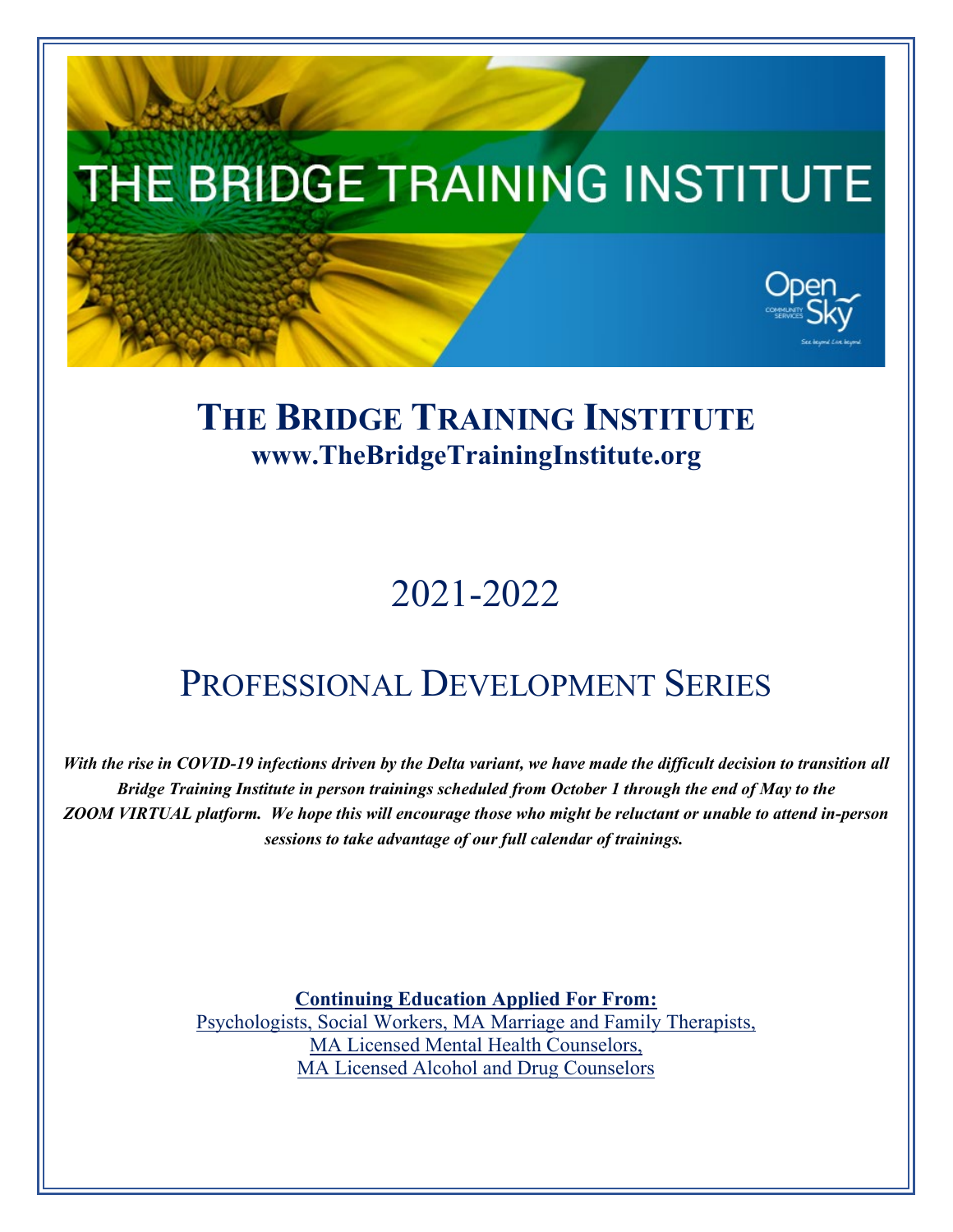# THE BRIDGE TRAINING INSTITUTE

**www.TheBridgeTrainingInstitute.org**

# 2021-2022

# PROFESSIONAL DEVELOPMENT SERIES

***With the rise in COVID-19 infections driven by the Delta variant, we have made the difficult decision to transition all Bridge Training Institute in person trainings scheduled from October 1 through the end of May to the ZOOM VIRTUAL platform. We hope this will encourage those who might be reluctant or unable to attend in-person sessions to take advantage of our full calendar of trainings.***

**Continuing Education Applied For From:**

Psychologists, Social Workers, MA Marriage and Family Therapists,
MA Licensed Mental Health Counselors,
MA Licensed Alcohol and Drug Counselors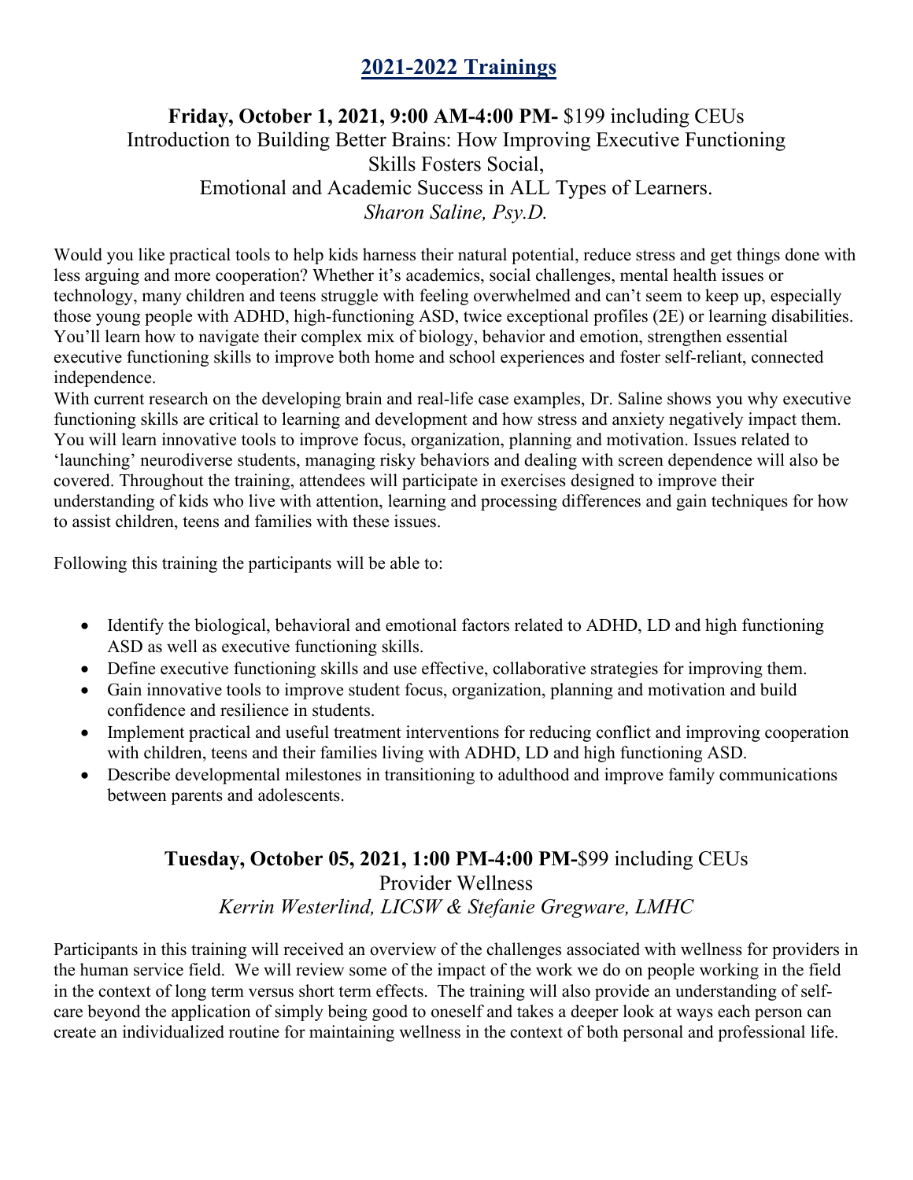# 2021-2022 Trainings

## **Friday, October 1, 2021, 9:00 AM-4:00 PM-** $199 including CEUs

Introduction to Building Better Brains: How Improving Executive Functioning Skills Fosters Social, Emotional and Academic Success in ALL Types of Learners.

*Sharon Saline, Psy.D.*

Would you like practical tools to help kids harness their natural potential, reduce stress and get things done with less arguing and more cooperation? Whether it's academics, social challenges, mental health issues or technology, many children and teens struggle with feeling overwhelmed and can't seem to keep up, especially those young people with ADHD, high-functioning ASD, twice exceptional profiles (2E) or learning disabilities. You'll learn how to navigate their complex mix of biology, behavior and emotion, strengthen essential executive functioning skills to improve both home and school experiences and foster self-reliant, connected independence.

With current research on the developing brain and real-life case examples, Dr. Saline shows you why executive functioning skills are critical to learning and development and how stress and anxiety negatively impact them. You will learn innovative tools to improve focus, organization, planning and motivation. Issues related to 'launching' neurodiverse students, managing risky behaviors and dealing with screen dependence will also be covered. Throughout the training, attendees will participate in exercises designed to improve their understanding of kids who live with attention, learning and processing differences and gain techniques for how to assist children, teens and families with these issues.

Following this training the participants will be able to:

- Identify the biological, behavioral and emotional factors related to ADHD, LD and high functioning ASD as well as executive functioning skills.
- Define executive functioning skills and use effective, collaborative strategies for improving them.
- Gain innovative tools to improve student focus, organization, planning and motivation and build confidence and resilience in students.
- Implement practical and useful treatment interventions for reducing conflict and improving cooperation with children, teens and their families living with ADHD, LD and high functioning ASD.
- Describe developmental milestones in transitioning to adulthood and improve family communications between parents and adolescents.

## **Tuesday, October 05, 2021, 1:00 PM-4:00 PM-**$99 including CEUs

Provider Wellness

*Kerrin Westerlind, LICSW & Stefanie Gregware, LMHC*

Participants in this training will received an overview of the challenges associated with wellness for providers in the human service field. We will review some of the impact of the work we do on people working in the field in the context of long term versus short term effects. The training will also provide an understanding of self-care beyond the application of simply being good to oneself and takes a deeper look at ways each person can create an individualized routine for maintaining wellness in the context of both personal and professional life.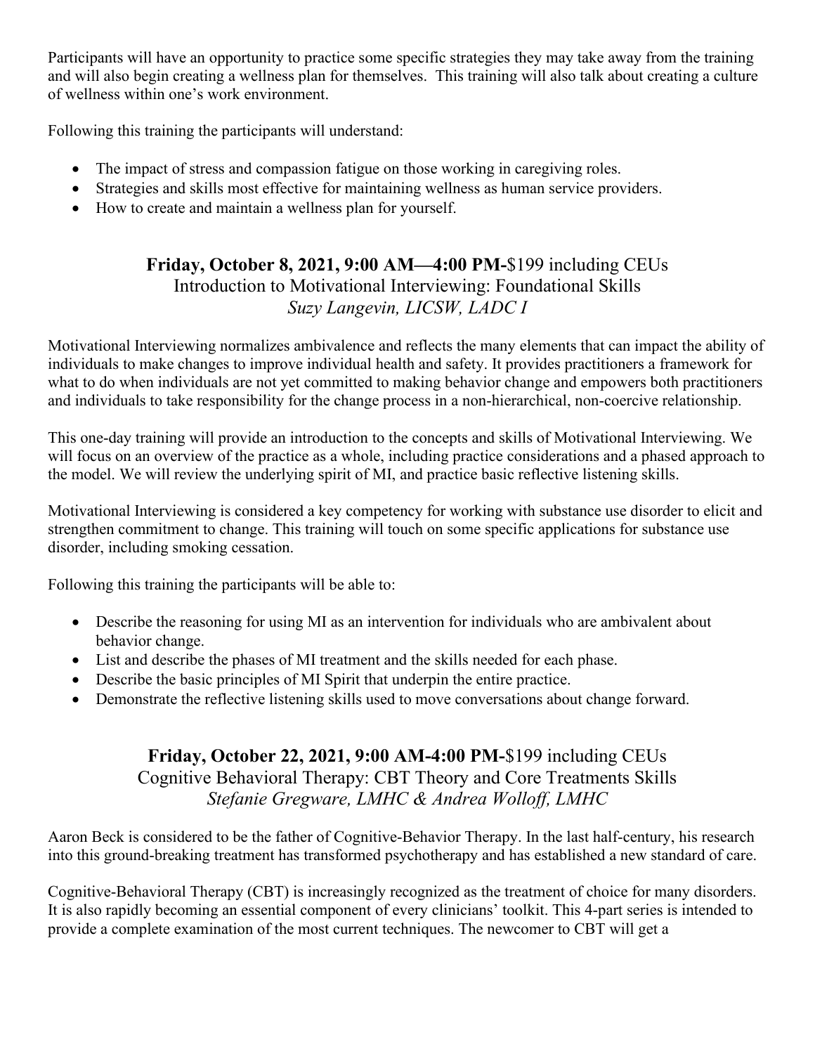Participants will have an opportunity to practice some specific strategies they may take away from the training and will also begin creating a wellness plan for themselves. This training will also talk about creating a culture of wellness within one's work environment.

Following this training the participants will understand:

- The impact of stress and compassion fatigue on those working in caregiving roles.
- Strategies and skills most effective for maintaining wellness as human service providers.
- How to create and maintain a wellness plan for yourself.

### **Friday, October 8, 2021, 9:00 AM—4:00 PM-**$199 including CEUs
### Introduction to Motivational Interviewing: Foundational Skills
### *Suzy Langevin, LICSW, LADC I*

Motivational Interviewing normalizes ambivalence and reflects the many elements that can impact the ability of individuals to make changes to improve individual health and safety. It provides practitioners a framework for what to do when individuals are not yet committed to making behavior change and empowers both practitioners and individuals to take responsibility for the change process in a non-hierarchical, non-coercive relationship.

This one-day training will provide an introduction to the concepts and skills of Motivational Interviewing. We will focus on an overview of the practice as a whole, including practice considerations and a phased approach to the model. We will review the underlying spirit of MI, and practice basic reflective listening skills.

Motivational Interviewing is considered a key competency for working with substance use disorder to elicit and strengthen commitment to change. This training will touch on some specific applications for substance use disorder, including smoking cessation.

Following this training the participants will be able to:

- Describe the reasoning for using MI as an intervention for individuals who are ambivalent about behavior change.
- List and describe the phases of MI treatment and the skills needed for each phase.
- Describe the basic principles of MI Spirit that underpin the entire practice.
- Demonstrate the reflective listening skills used to move conversations about change forward.

### **Friday, October 22, 2021, 9:00 AM-4:00 PM-**$199 including CEUs
### Cognitive Behavioral Therapy: CBT Theory and Core Treatments Skills
### *Stefanie Gregware, LMHC & Andrea Wolloff, LMHC*

Aaron Beck is considered to be the father of Cognitive-Behavior Therapy. In the last half-century, his research into this ground-breaking treatment has transformed psychotherapy and has established a new standard of care.

Cognitive-Behavioral Therapy (CBT) is increasingly recognized as the treatment of choice for many disorders. It is also rapidly becoming an essential component of every clinicians' toolkit. This 4-part series is intended to provide a complete examination of the most current techniques. The newcomer to CBT will get a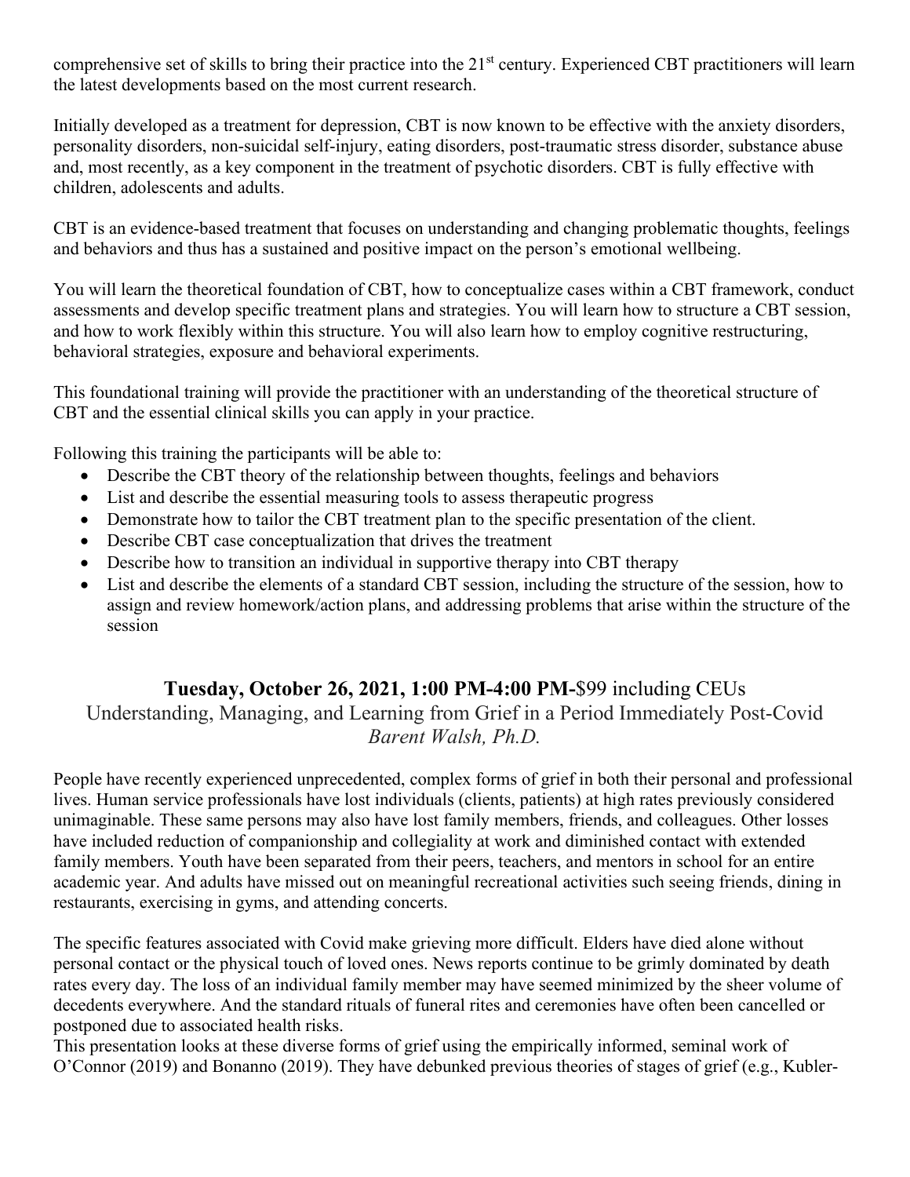comprehensive set of skills to bring their practice into the 21st century. Experienced CBT practitioners will learn the latest developments based on the most current research.

Initially developed as a treatment for depression, CBT is now known to be effective with the anxiety disorders, personality disorders, non-suicidal self-injury, eating disorders, post-traumatic stress disorder, substance abuse and, most recently, as a key component in the treatment of psychotic disorders. CBT is fully effective with children, adolescents and adults.

CBT is an evidence-based treatment that focuses on understanding and changing problematic thoughts, feelings and behaviors and thus has a sustained and positive impact on the person's emotional wellbeing.

You will learn the theoretical foundation of CBT, how to conceptualize cases within a CBT framework, conduct assessments and develop specific treatment plans and strategies. You will learn how to structure a CBT session, and how to work flexibly within this structure. You will also learn how to employ cognitive restructuring, behavioral strategies, exposure and behavioral experiments.

This foundational training will provide the practitioner with an understanding of the theoretical structure of CBT and the essential clinical skills you can apply in your practice.

Following this training the participants will be able to:

- Describe the CBT theory of the relationship between thoughts, feelings and behaviors
- List and describe the essential measuring tools to assess therapeutic progress
- Demonstrate how to tailor the CBT treatment plan to the specific presentation of the client.
- Describe CBT case conceptualization that drives the treatment
- Describe how to transition an individual in supportive therapy into CBT therapy
- List and describe the elements of a standard CBT session, including the structure of the session, how to assign and review homework/action plans, and addressing problems that arise within the structure of the session

## **Tuesday, October 26, 2021, 1:00 PM-4:00 PM-**$99 including CEUs

Understanding, Managing, and Learning from Grief in a Period Immediately Post-Covid

*Barent Walsh, Ph.D.*

People have recently experienced unprecedented, complex forms of grief in both their personal and professional lives. Human service professionals have lost individuals (clients, patients) at high rates previously considered unimaginable. These same persons may also have lost family members, friends, and colleagues. Other losses have included reduction of companionship and collegiality at work and diminished contact with extended family members. Youth have been separated from their peers, teachers, and mentors in school for an entire academic year. And adults have missed out on meaningful recreational activities such seeing friends, dining in restaurants, exercising in gyms, and attending concerts.

The specific features associated with Covid make grieving more difficult. Elders have died alone without personal contact or the physical touch of loved ones. News reports continue to be grimly dominated by death rates every day. The loss of an individual family member may have seemed minimized by the sheer volume of decedents everywhere. And the standard rituals of funeral rites and ceremonies have often been cancelled or postponed due to associated health risks.

This presentation looks at these diverse forms of grief using the empirically informed, seminal work of O'Connor (2019) and Bonanno (2019). They have debunked previous theories of stages of grief (e.g., Kubler-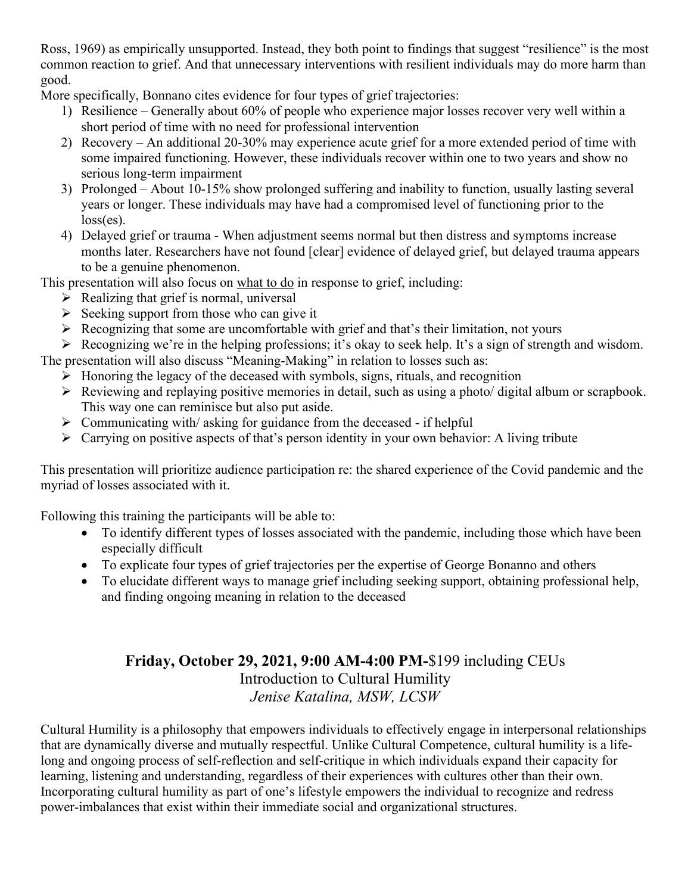Ross, 1969) as empirically unsupported. Instead, they both point to findings that suggest "resilience" is the most common reaction to grief. And that unnecessary interventions with resilient individuals may do more harm than good.

More specifically, Bonnano cites evidence for four types of grief trajectories:

1) Resilience – Generally about 60% of people who experience major losses recover very well within a short period of time with no need for professional intervention
2) Recovery – An additional 20-30% may experience acute grief for a more extended period of time with some impaired functioning. However, these individuals recover within one to two years and show no serious long-term impairment
3) Prolonged – About 10-15% show prolonged suffering and inability to function, usually lasting several years or longer. These individuals may have had a compromised level of functioning prior to the loss(es).
4) Delayed grief or trauma - When adjustment seems normal but then distress and symptoms increase months later. Researchers have not found [clear] evidence of delayed grief, but delayed trauma appears to be a genuine phenomenon.

This presentation will also focus on what to do in response to grief, including:

- Realizing that grief is normal, universal
- Seeking support from those who can give it
- Recognizing that some are uncomfortable with grief and that's their limitation, not yours
- Recognizing we're in the helping professions; it's okay to seek help. It's a sign of strength and wisdom.

The presentation will also discuss "Meaning-Making" in relation to losses such as:

- Honoring the legacy of the deceased with symbols, signs, rituals, and recognition
- Reviewing and replaying positive memories in detail, such as using a photo/ digital album or scrapbook. This way one can reminisce but also put aside.
- Communicating with/ asking for guidance from the deceased - if helpful
- Carrying on positive aspects of that's person identity in your own behavior: A living tribute

This presentation will prioritize audience participation re: the shared experience of the Covid pandemic and the myriad of losses associated with it.

Following this training the participants will be able to:

- To identify different types of losses associated with the pandemic, including those which have been especially difficult
- To explicate four types of grief trajectories per the expertise of George Bonanno and others
- To elucidate different ways to manage grief including seeking support, obtaining professional help, and finding ongoing meaning in relation to the deceased

## **Friday, October 29, 2021, 9:00 AM-4:00 PM-**$199 including CEUs
### Introduction to Cultural Humility
*Jenise Katalina, MSW, LCSW*

Cultural Humility is a philosophy that empowers individuals to effectively engage in interpersonal relationships that are dynamically diverse and mutually respectful. Unlike Cultural Competence, cultural humility is a life-long and ongoing process of self-reflection and self-critique in which individuals expand their capacity for learning, listening and understanding, regardless of their experiences with cultures other than their own. Incorporating cultural humility as part of one's lifestyle empowers the individual to recognize and redress power-imbalances that exist within their immediate social and organizational structures.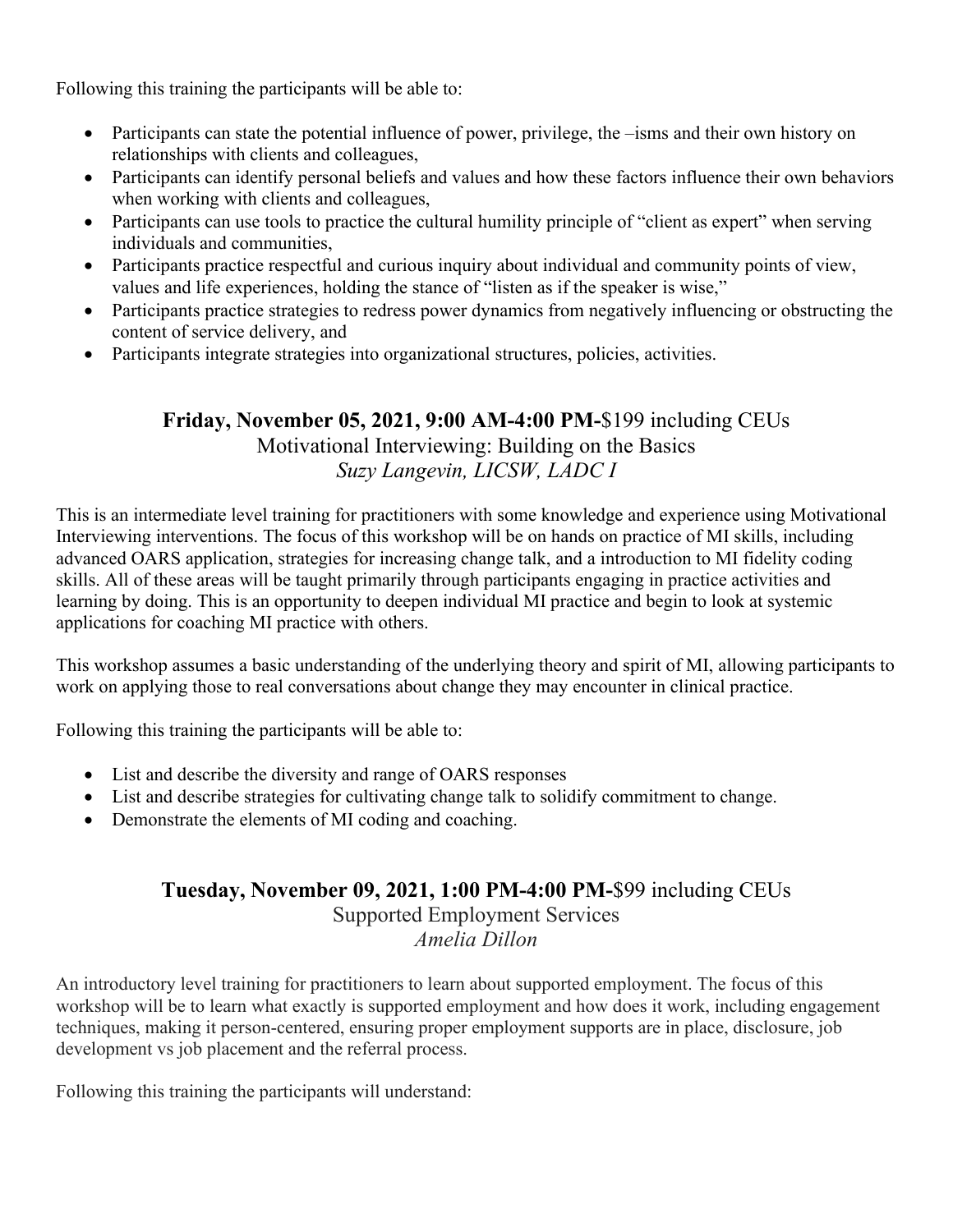Following this training the participants will be able to:

- Participants can state the potential influence of power, privilege, the –isms and their own history on relationships with clients and colleagues,
- Participants can identify personal beliefs and values and how these factors influence their own behaviors when working with clients and colleagues,
- Participants can use tools to practice the cultural humility principle of "client as expert" when serving individuals and communities,
- Participants practice respectful and curious inquiry about individual and community points of view, values and life experiences, holding the stance of "listen as if the speaker is wise,"
- Participants practice strategies to redress power dynamics from negatively influencing or obstructing the content of service delivery, and
- Participants integrate strategies into organizational structures, policies, activities.

## **Friday, November 05, 2021, 9:00 AM-4:00 PM-**$199 including CEUs
### Motivational Interviewing: Building on the Basics
*Suzy Langevin, LICSW, LADC I*

This is an intermediate level training for practitioners with some knowledge and experience using Motivational Interviewing interventions. The focus of this workshop will be on hands on practice of MI skills, including advanced OARS application, strategies for increasing change talk, and a introduction to MI fidelity coding skills. All of these areas will be taught primarily through participants engaging in practice activities and learning by doing. This is an opportunity to deepen individual MI practice and begin to look at systemic applications for coaching MI practice with others.

This workshop assumes a basic understanding of the underlying theory and spirit of MI, allowing participants to work on applying those to real conversations about change they may encounter in clinical practice.

Following this training the participants will be able to:

- List and describe the diversity and range of OARS responses
- List and describe strategies for cultivating change talk to solidify commitment to change.
- Demonstrate the elements of MI coding and coaching.

## **Tuesday, November 09, 2021, 1:00 PM-4:00 PM-**$99 including CEUs
### Supported Employment Services
*Amelia Dillon*

An introductory level training for practitioners to learn about supported employment. The focus of this workshop will be to learn what exactly is supported employment and how does it work, including engagement techniques, making it person-centered, ensuring proper employment supports are in place, disclosure, job development vs job placement and the referral process.

Following this training the participants will understand: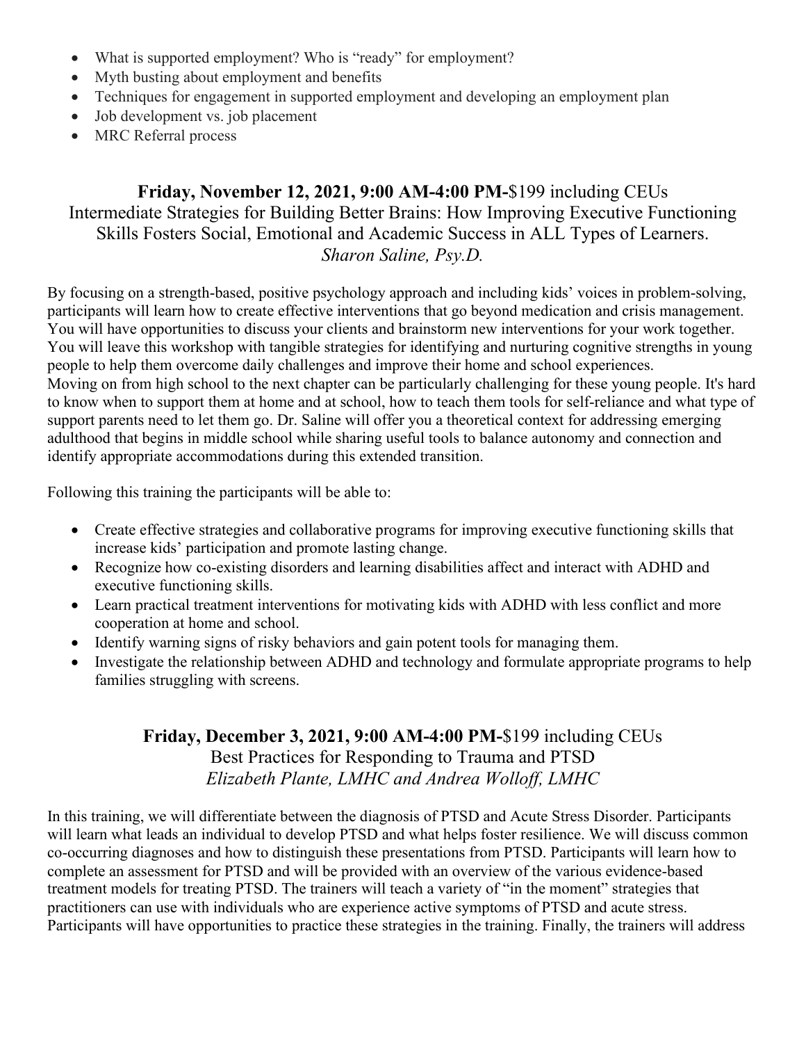- What is supported employment? Who is “ready” for employment?
- Myth busting about employment and benefits
- Techniques for engagement in supported employment and developing an employment plan
- Job development vs. job placement
- MRC Referral process

## **Friday, November 12, 2021, 9:00 AM-4:00 PM-**$199 including CEUs

### Intermediate Strategies for Building Better Brains: How Improving Executive Functioning Skills Fosters Social, Emotional and Academic Success in ALL Types of Learners.

*Sharon Saline, Psy.D.*

By focusing on a strength-based, positive psychology approach and including kids’ voices in problem-solving, participants will learn how to create effective interventions that go beyond medication and crisis management. You will have opportunities to discuss your clients and brainstorm new interventions for your work together. You will leave this workshop with tangible strategies for identifying and nurturing cognitive strengths in young people to help them overcome daily challenges and improve their home and school experiences.
Moving on from high school to the next chapter can be particularly challenging for these young people. It's hard to know when to support them at home and at school, how to teach them tools for self-reliance and what type of support parents need to let them go. Dr. Saline will offer you a theoretical context for addressing emerging adulthood that begins in middle school while sharing useful tools to balance autonomy and connection and identify appropriate accommodations during this extended transition.

Following this training the participants will be able to:

- Create effective strategies and collaborative programs for improving executive functioning skills that increase kids’ participation and promote lasting change.
- Recognize how co-existing disorders and learning disabilities affect and interact with ADHD and executive functioning skills.
- Learn practical treatment interventions for motivating kids with ADHD with less conflict and more cooperation at home and school.
- Identify warning signs of risky behaviors and gain potent tools for managing them.
- Investigate the relationship between ADHD and technology and formulate appropriate programs to help families struggling with screens.

## **Friday, December 3, 2021, 9:00 AM-4:00 PM-**$199 including CEUs

### Best Practices for Responding to Trauma and PTSD

*Elizabeth Plante, LMHC and Andrea Wolloff, LMHC*

In this training, we will differentiate between the diagnosis of PTSD and Acute Stress Disorder. Participants will learn what leads an individual to develop PTSD and what helps foster resilience. We will discuss common co-occurring diagnoses and how to distinguish these presentations from PTSD. Participants will learn how to complete an assessment for PTSD and will be provided with an overview of the various evidence-based treatment models for treating PTSD. The trainers will teach a variety of “in the moment” strategies that practitioners can use with individuals who are experience active symptoms of PTSD and acute stress. Participants will have opportunities to practice these strategies in the training. Finally, the trainers will address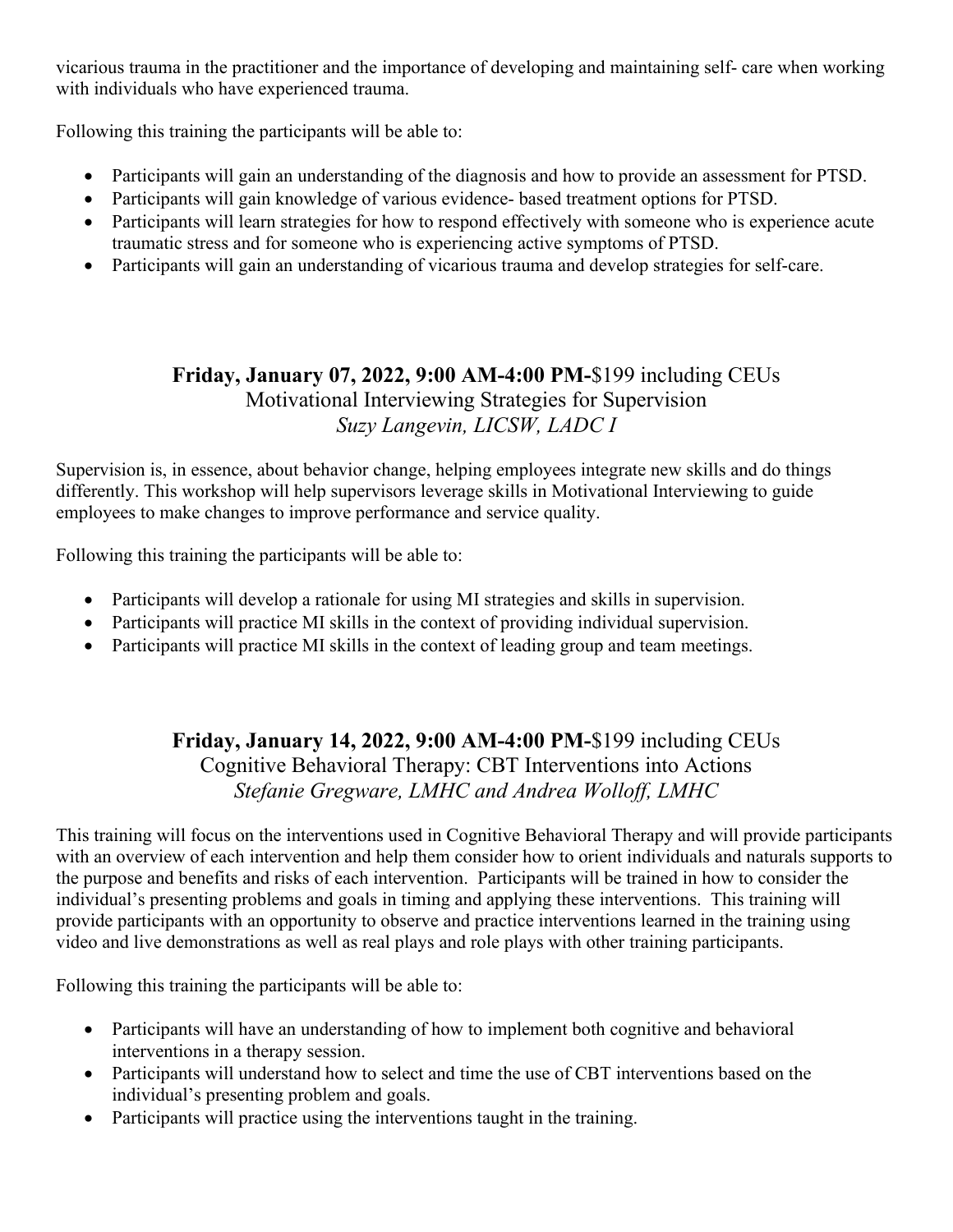vicarious trauma in the practitioner and the importance of developing and maintaining self- care when working with individuals who have experienced trauma.

Following this training the participants will be able to:

- Participants will gain an understanding of the diagnosis and how to provide an assessment for PTSD.
- Participants will gain knowledge of various evidence- based treatment options for PTSD.
- Participants will learn strategies for how to respond effectively with someone who is experience acute traumatic stress and for someone who is experiencing active symptoms of PTSD.
- Participants will gain an understanding of vicarious trauma and develop strategies for self-care.

## **Friday, January 07, 2022, 9:00 AM-4:00 PM-**$199 including CEUs

Motivational Interviewing Strategies for Supervision

*Suzy Langevin, LICSW, LADC I*

Supervision is, in essence, about behavior change, helping employees integrate new skills and do things differently. This workshop will help supervisors leverage skills in Motivational Interviewing to guide employees to make changes to improve performance and service quality.

Following this training the participants will be able to:

- Participants will develop a rationale for using MI strategies and skills in supervision.
- Participants will practice MI skills in the context of providing individual supervision.
- Participants will practice MI skills in the context of leading group and team meetings.

## **Friday, January 14, 2022, 9:00 AM-4:00 PM-**$199 including CEUs

Cognitive Behavioral Therapy: CBT Interventions into Actions

*Stefanie Gregware, LMHC and Andrea Wolloff, LMHC*

This training will focus on the interventions used in Cognitive Behavioral Therapy and will provide participants with an overview of each intervention and help them consider how to orient individuals and naturals supports to the purpose and benefits and risks of each intervention. Participants will be trained in how to consider the individual's presenting problems and goals in timing and applying these interventions. This training will provide participants with an opportunity to observe and practice interventions learned in the training using video and live demonstrations as well as real plays and role plays with other training participants.

Following this training the participants will be able to:

- Participants will have an understanding of how to implement both cognitive and behavioral interventions in a therapy session.
- Participants will understand how to select and time the use of CBT interventions based on the individual's presenting problem and goals.
- Participants will practice using the interventions taught in the training.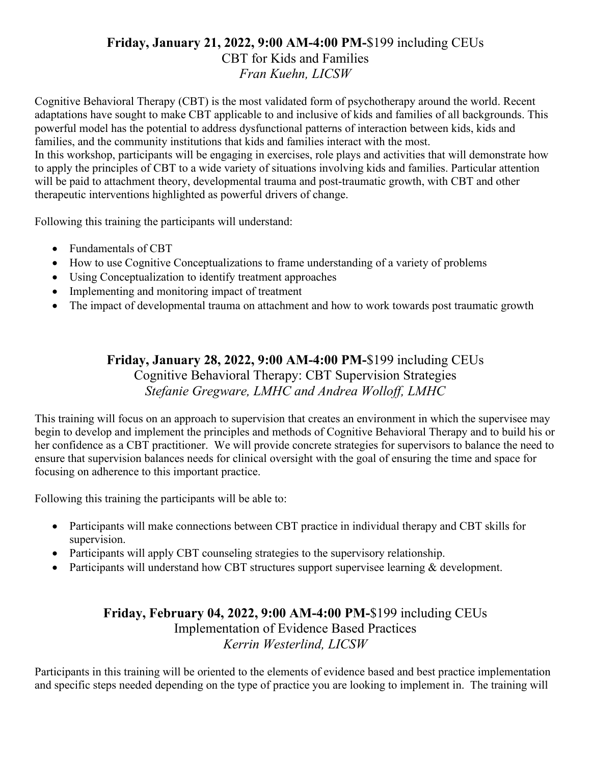**Friday, January 21, 2022, 9:00 AM-4:00 PM-**$199 including CEUs
CBT for Kids and Families
*Fran Kuehn, LICSW*

Cognitive Behavioral Therapy (CBT) is the most validated form of psychotherapy around the world. Recent adaptations have sought to make CBT applicable to and inclusive of kids and families of all backgrounds. This powerful model has the potential to address dysfunctional patterns of interaction between kids, kids and families, and the community institutions that kids and families interact with the most.
In this workshop, participants will be engaging in exercises, role plays and activities that will demonstrate how to apply the principles of CBT to a wide variety of situations involving kids and families. Particular attention will be paid to attachment theory, developmental trauma and post-traumatic growth, with CBT and other therapeutic interventions highlighted as powerful drivers of change.

Following this training the participants will understand:

- Fundamentals of CBT
- How to use Cognitive Conceptualizations to frame understanding of a variety of problems
- Using Conceptualization to identify treatment approaches
- Implementing and monitoring impact of treatment
- The impact of developmental trauma on attachment and how to work towards post traumatic growth

**Friday, January 28, 2022, 9:00 AM-4:00 PM-**$199 including CEUs
Cognitive Behavioral Therapy: CBT Supervision Strategies
*Stefanie Gregware, LMHC and Andrea Wolloff, LMHC*

This training will focus on an approach to supervision that creates an environment in which the supervisee may begin to develop and implement the principles and methods of Cognitive Behavioral Therapy and to build his or her confidence as a CBT practitioner. We will provide concrete strategies for supervisors to balance the need to ensure that supervision balances needs for clinical oversight with the goal of ensuring the time and space for focusing on adherence to this important practice.

Following this training the participants will be able to:

- Participants will make connections between CBT practice in individual therapy and CBT skills for supervision.
- Participants will apply CBT counseling strategies to the supervisory relationship.
- Participants will understand how CBT structures support supervisee learning & development.

**Friday, February 04, 2022, 9:00 AM-4:00 PM-**$199 including CEUs
Implementation of Evidence Based Practices
*Kerrin Westerlind, LICSW*

Participants in this training will be oriented to the elements of evidence based and best practice implementation and specific steps needed depending on the type of practice you are looking to implement in. The training will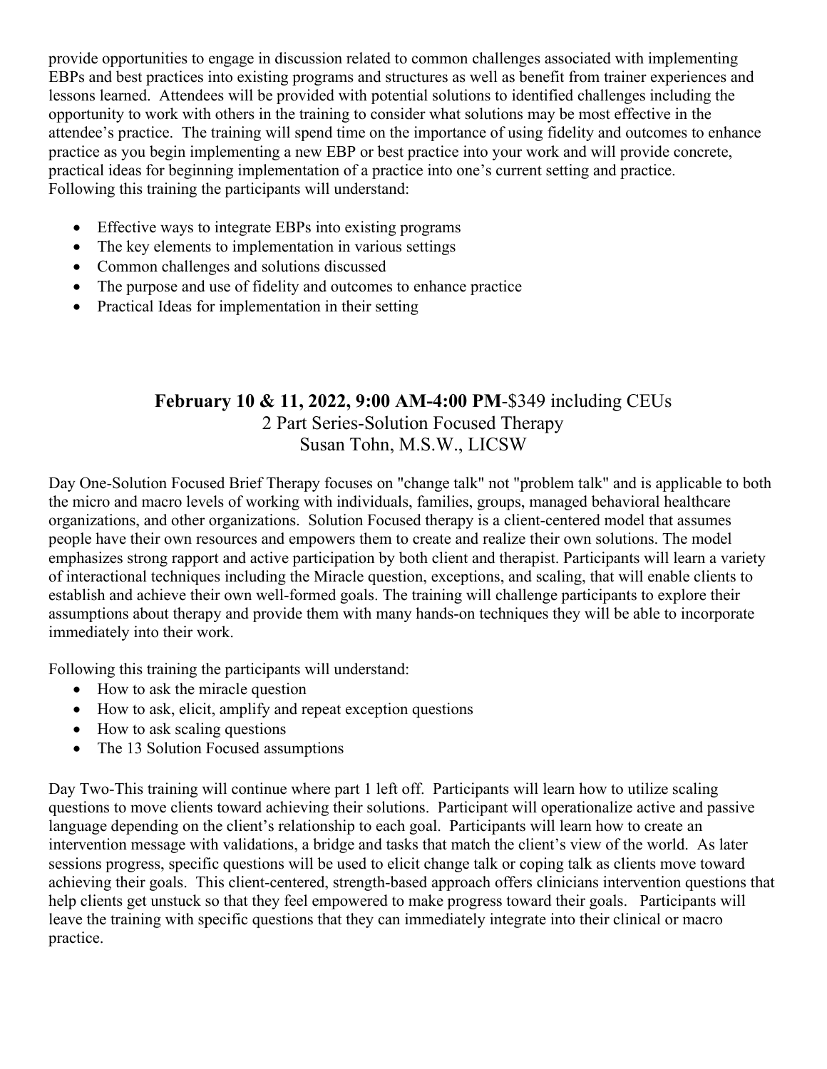provide opportunities to engage in discussion related to common challenges associated with implementing EBPs and best practices into existing programs and structures as well as benefit from trainer experiences and lessons learned. Attendees will be provided with potential solutions to identified challenges including the opportunity to work with others in the training to consider what solutions may be most effective in the attendee's practice. The training will spend time on the importance of using fidelity and outcomes to enhance practice as you begin implementing a new EBP or best practice into your work and will provide concrete, practical ideas for beginning implementation of a practice into one's current setting and practice. Following this training the participants will understand:

- Effective ways to integrate EBPs into existing programs
- The key elements to implementation in various settings
- Common challenges and solutions discussed
- The purpose and use of fidelity and outcomes to enhance practice
- Practical Ideas for implementation in their setting

**February 10 & 11, 2022, 9:00 AM-4:00 PM**-$349 including CEUs
2 Part Series-Solution Focused Therapy
Susan Tohn, M.S.W., LICSW

Day One-Solution Focused Brief Therapy focuses on "change talk" not "problem talk" and is applicable to both the micro and macro levels of working with individuals, families, groups, managed behavioral healthcare organizations, and other organizations. Solution Focused therapy is a client-centered model that assumes people have their own resources and empowers them to create and realize their own solutions. The model emphasizes strong rapport and active participation by both client and therapist. Participants will learn a variety of interactional techniques including the Miracle question, exceptions, and scaling, that will enable clients to establish and achieve their own well-formed goals. The training will challenge participants to explore their assumptions about therapy and provide them with many hands-on techniques they will be able to incorporate immediately into their work.

Following this training the participants will understand:

- How to ask the miracle question
- How to ask, elicit, amplify and repeat exception questions
- How to ask scaling questions
- The 13 Solution Focused assumptions

Day Two-This training will continue where part 1 left off. Participants will learn how to utilize scaling questions to move clients toward achieving their solutions. Participant will operationalize active and passive language depending on the client's relationship to each goal. Participants will learn how to create an intervention message with validations, a bridge and tasks that match the client's view of the world. As later sessions progress, specific questions will be used to elicit change talk or coping talk as clients move toward achieving their goals. This client-centered, strength-based approach offers clinicians intervention questions that help clients get unstuck so that they feel empowered to make progress toward their goals. Participants will leave the training with specific questions that they can immediately integrate into their clinical or macro practice.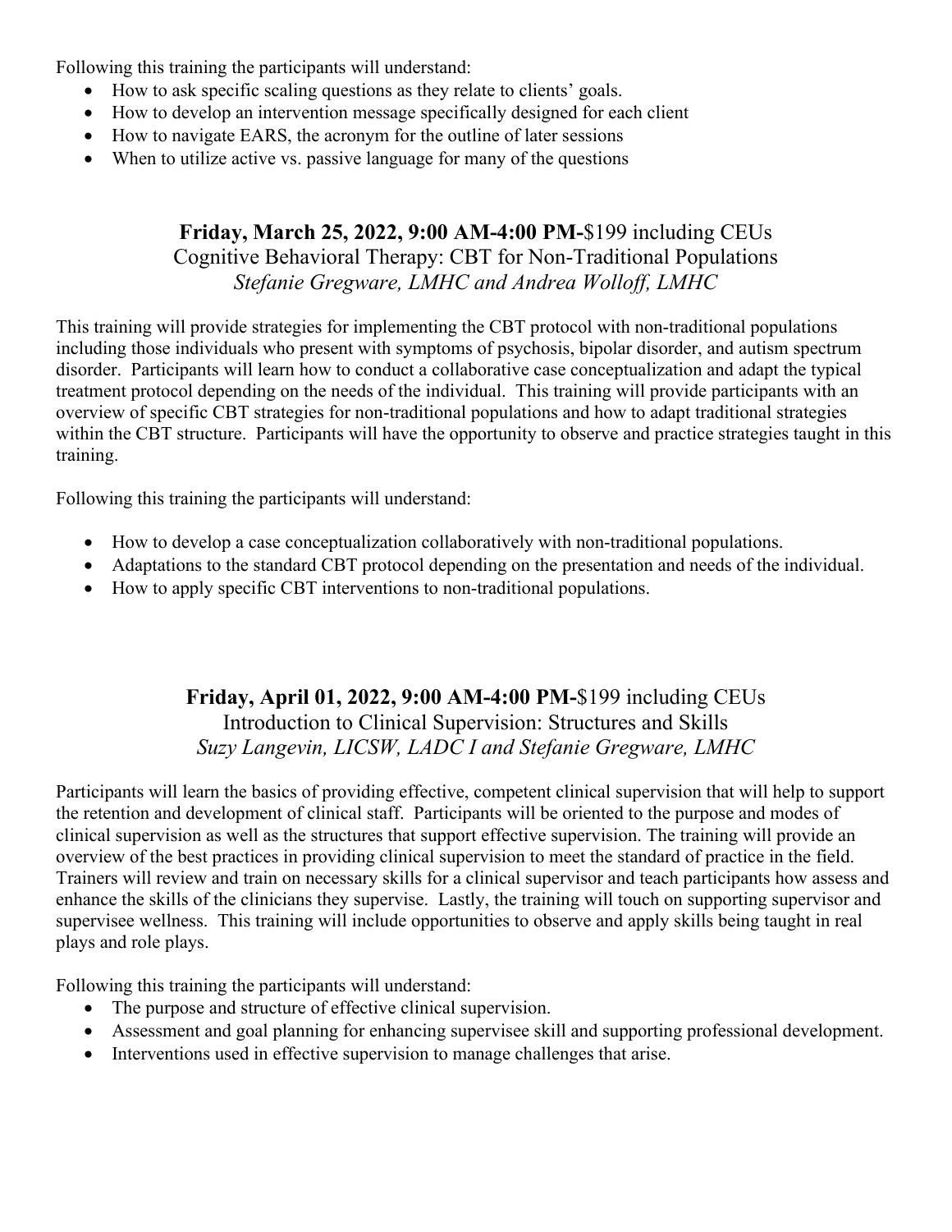Following this training the participants will understand:

- How to ask specific scaling questions as they relate to clients' goals.
- How to develop an intervention message specifically designed for each client
- How to navigate EARS, the acronym for the outline of later sessions
- When to utilize active vs. passive language for many of the questions

## **Friday, March 25, 2022, 9:00 AM-4:00 PM-**$199 including CEUs
Cognitive Behavioral Therapy: CBT for Non-Traditional Populations
*Stefanie Gregware, LMHC and Andrea Wolloff, LMHC*

This training will provide strategies for implementing the CBT protocol with non-traditional populations including those individuals who present with symptoms of psychosis, bipolar disorder, and autism spectrum disorder. Participants will learn how to conduct a collaborative case conceptualization and adapt the typical treatment protocol depending on the needs of the individual. This training will provide participants with an overview of specific CBT strategies for non-traditional populations and how to adapt traditional strategies within the CBT structure. Participants will have the opportunity to observe and practice strategies taught in this training.

Following this training the participants will understand:

- How to develop a case conceptualization collaboratively with non-traditional populations.
- Adaptations to the standard CBT protocol depending on the presentation and needs of the individual.
- How to apply specific CBT interventions to non-traditional populations.

## **Friday, April 01, 2022, 9:00 AM-4:00 PM-**$199 including CEUs
Introduction to Clinical Supervision: Structures and Skills
*Suzy Langevin, LICSW, LADC I and Stefanie Gregware, LMHC*

Participants will learn the basics of providing effective, competent clinical supervision that will help to support the retention and development of clinical staff. Participants will be oriented to the purpose and modes of clinical supervision as well as the structures that support effective supervision. The training will provide an overview of the best practices in providing clinical supervision to meet the standard of practice in the field. Trainers will review and train on necessary skills for a clinical supervisor and teach participants how assess and enhance the skills of the clinicians they supervise. Lastly, the training will touch on supporting supervisor and supervisee wellness. This training will include opportunities to observe and apply skills being taught in real plays and role plays.

Following this training the participants will understand:

- The purpose and structure of effective clinical supervision.
- Assessment and goal planning for enhancing supervisee skill and supporting professional development.
- Interventions used in effective supervision to manage challenges that arise.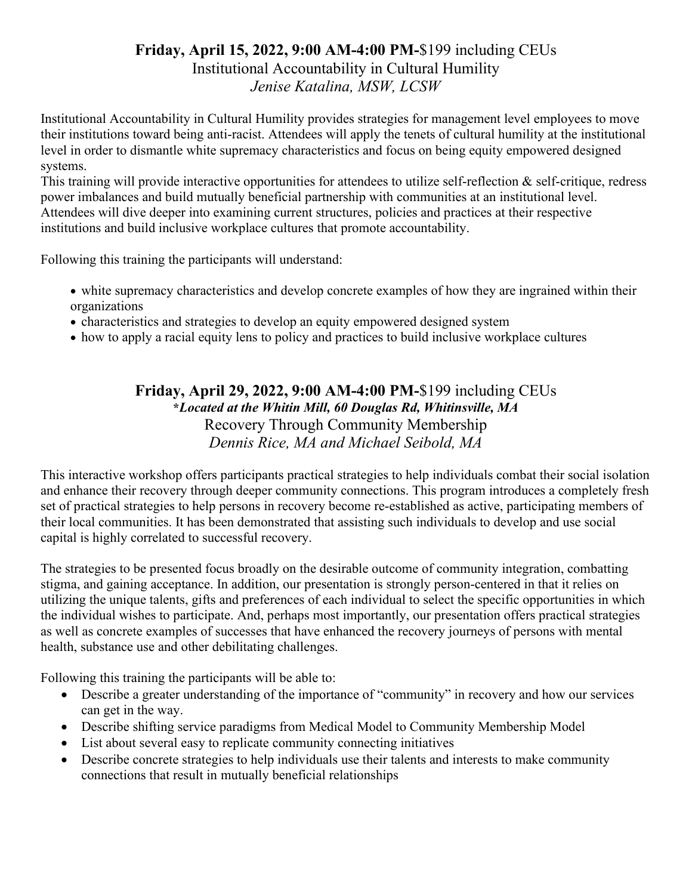### **Friday, April 15, 2022, 9:00 AM-4:00 PM-**$199 including CEUs

Institutional Accountability in Cultural Humility

*Jenise Katalina, MSW, LCSW*

Institutional Accountability in Cultural Humility provides strategies for management level employees to move their institutions toward being anti-racist. Attendees will apply the tenets of cultural humility at the institutional level in order to dismantle white supremacy characteristics and focus on being equity empowered designed systems.

This training will provide interactive opportunities for attendees to utilize self-reflection & self-critique, redress power imbalances and build mutually beneficial partnership with communities at an institutional level. Attendees will dive deeper into examining current structures, policies and practices at their respective institutions and build inclusive workplace cultures that promote accountability.

Following this training the participants will understand:

- white supremacy characteristics and develop concrete examples of how they are ingrained within their organizations
- characteristics and strategies to develop an equity empowered designed system
- how to apply a racial equity lens to policy and practices to build inclusive workplace cultures

### **Friday, April 29, 2022, 9:00 AM-4:00 PM-**$199 including CEUs

***Located at the Whitin Mill, 60 Douglas Rd, Whitinsville, MA***

Recovery Through Community Membership

*Dennis Rice, MA and Michael Seibold, MA*

This interactive workshop offers participants practical strategies to help individuals combat their social isolation and enhance their recovery through deeper community connections. This program introduces a completely fresh set of practical strategies to help persons in recovery become re-established as active, participating members of their local communities. It has been demonstrated that assisting such individuals to develop and use social capital is highly correlated to successful recovery.

The strategies to be presented focus broadly on the desirable outcome of community integration, combatting stigma, and gaining acceptance. In addition, our presentation is strongly person-centered in that it relies on utilizing the unique talents, gifts and preferences of each individual to select the specific opportunities in which the individual wishes to participate. And, perhaps most importantly, our presentation offers practical strategies as well as concrete examples of successes that have enhanced the recovery journeys of persons with mental health, substance use and other debilitating challenges.

Following this training the participants will be able to:

- Describe a greater understanding of the importance of "community" in recovery and how our services can get in the way.
- Describe shifting service paradigms from Medical Model to Community Membership Model
- List about several easy to replicate community connecting initiatives
- Describe concrete strategies to help individuals use their talents and interests to make community connections that result in mutually beneficial relationships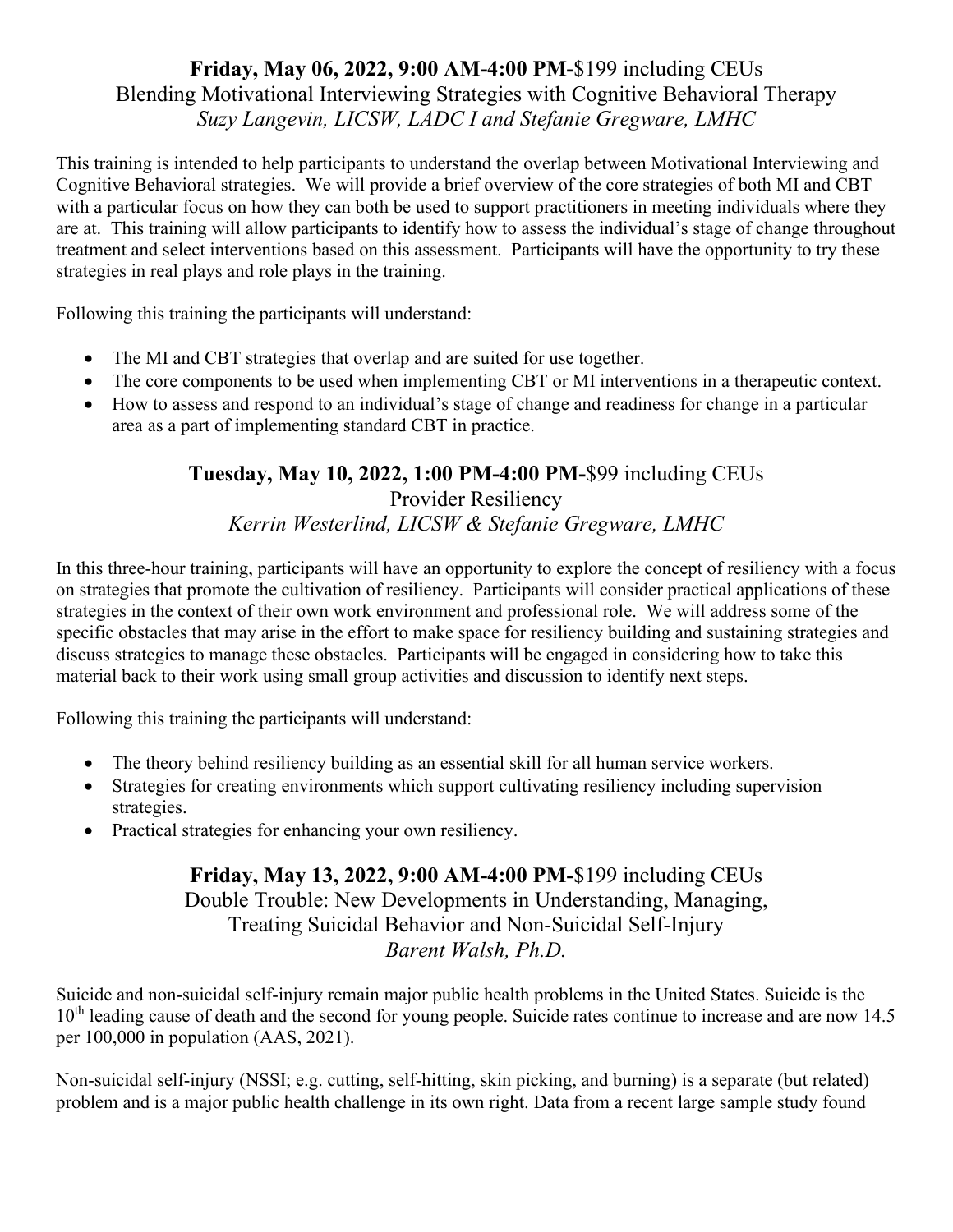### **Friday, May 06, 2022, 9:00 AM-4:00 PM-**$199 including CEUs

Blending Motivational Interviewing Strategies with Cognitive Behavioral Therapy

*Suzy Langevin, LICSW, LADC I and Stefanie Gregware, LMHC*

This training is intended to help participants to understand the overlap between Motivational Interviewing and Cognitive Behavioral strategies. We will provide a brief overview of the core strategies of both MI and CBT with a particular focus on how they can both be used to support practitioners in meeting individuals where they are at. This training will allow participants to identify how to assess the individual's stage of change throughout treatment and select interventions based on this assessment. Participants will have the opportunity to try these strategies in real plays and role plays in the training.

Following this training the participants will understand:

- The MI and CBT strategies that overlap and are suited for use together.
- The core components to be used when implementing CBT or MI interventions in a therapeutic context.
- How to assess and respond to an individual's stage of change and readiness for change in a particular area as a part of implementing standard CBT in practice.

### **Tuesday, May 10, 2022, 1:00 PM-4:00 PM-**$99 including CEUs

Provider Resiliency

*Kerrin Westerlind, LICSW & Stefanie Gregware, LMHC*

In this three-hour training, participants will have an opportunity to explore the concept of resiliency with a focus on strategies that promote the cultivation of resiliency. Participants will consider practical applications of these strategies in the context of their own work environment and professional role. We will address some of the specific obstacles that may arise in the effort to make space for resiliency building and sustaining strategies and discuss strategies to manage these obstacles. Participants will be engaged in considering how to take this material back to their work using small group activities and discussion to identify next steps.

Following this training the participants will understand:

- The theory behind resiliency building as an essential skill for all human service workers.
- Strategies for creating environments which support cultivating resiliency including supervision strategies.
- Practical strategies for enhancing your own resiliency.

### **Friday, May 13, 2022, 9:00 AM-4:00 PM-**$199 including CEUs

Double Trouble: New Developments in Understanding, Managing, Treating Suicidal Behavior and Non-Suicidal Self-Injury

*Barent Walsh, Ph.D.*

Suicide and non-suicidal self-injury remain major public health problems in the United States. Suicide is the 10th leading cause of death and the second for young people. Suicide rates continue to increase and are now 14.5 per 100,000 in population (AAS, 2021).

Non-suicidal self-injury (NSSI; e.g. cutting, self-hitting, skin picking, and burning) is a separate (but related) problem and is a major public health challenge in its own right. Data from a recent large sample study found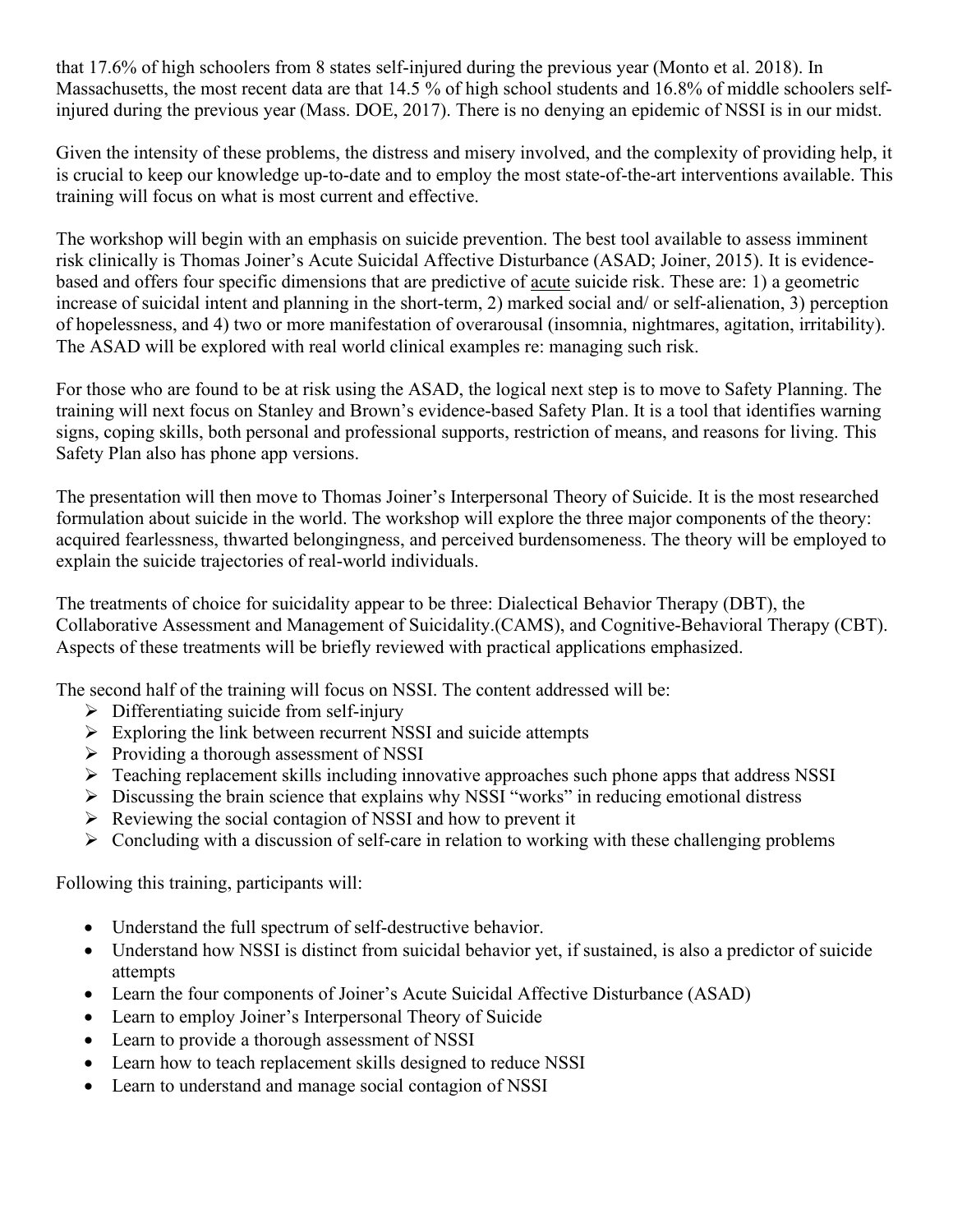that 17.6% of high schoolers from 8 states self-injured during the previous year (Monto et al. 2018). In Massachusetts, the most recent data are that 14.5 % of high school students and 16.8% of middle schoolers self-injured during the previous year (Mass. DOE, 2017). There is no denying an epidemic of NSSI is in our midst.

Given the intensity of these problems, the distress and misery involved, and the complexity of providing help, it is crucial to keep our knowledge up-to-date and to employ the most state-of-the-art interventions available. This training will focus on what is most current and effective.

The workshop will begin with an emphasis on suicide prevention. The best tool available to assess imminent risk clinically is Thomas Joiner's Acute Suicidal Affective Disturbance (ASAD; Joiner, 2015). It is evidence-based and offers four specific dimensions that are predictive of <u>acute</u> suicide risk. These are: 1) a geometric increase of suicidal intent and planning in the short-term, 2) marked social and/ or self-alienation, 3) perception of hopelessness, and 4) two or more manifestation of overarousal (insomnia, nightmares, agitation, irritability). The ASAD will be explored with real world clinical examples re: managing such risk.

For those who are found to be at risk using the ASAD, the logical next step is to move to Safety Planning. The training will next focus on Stanley and Brown's evidence-based Safety Plan. It is a tool that identifies warning signs, coping skills, both personal and professional supports, restriction of means, and reasons for living. This Safety Plan also has phone app versions.

The presentation will then move to Thomas Joiner's Interpersonal Theory of Suicide. It is the most researched formulation about suicide in the world. The workshop will explore the three major components of the theory: acquired fearlessness, thwarted belongingness, and perceived burdensomeness. The theory will be employed to explain the suicide trajectories of real-world individuals.

The treatments of choice for suicidality appear to be three: Dialectical Behavior Therapy (DBT), the Collaborative Assessment and Management of Suicidality.(CAMS), and Cognitive-Behavioral Therapy (CBT). Aspects of these treatments will be briefly reviewed with practical applications emphasized.

The second half of the training will focus on NSSI. The content addressed will be:

- Differentiating suicide from self-injury
- Exploring the link between recurrent NSSI and suicide attempts
- Providing a thorough assessment of NSSI
- Teaching replacement skills including innovative approaches such phone apps that address NSSI
- Discussing the brain science that explains why NSSI "works" in reducing emotional distress
- Reviewing the social contagion of NSSI and how to prevent it
- Concluding with a discussion of self-care in relation to working with these challenging problems

Following this training, participants will:

- Understand the full spectrum of self-destructive behavior.
- Understand how NSSI is distinct from suicidal behavior yet, if sustained, is also a predictor of suicide attempts
- Learn the four components of Joiner's Acute Suicidal Affective Disturbance (ASAD)
- Learn to employ Joiner's Interpersonal Theory of Suicide
- Learn to provide a thorough assessment of NSSI
- Learn how to teach replacement skills designed to reduce NSSI
- Learn to understand and manage social contagion of NSSI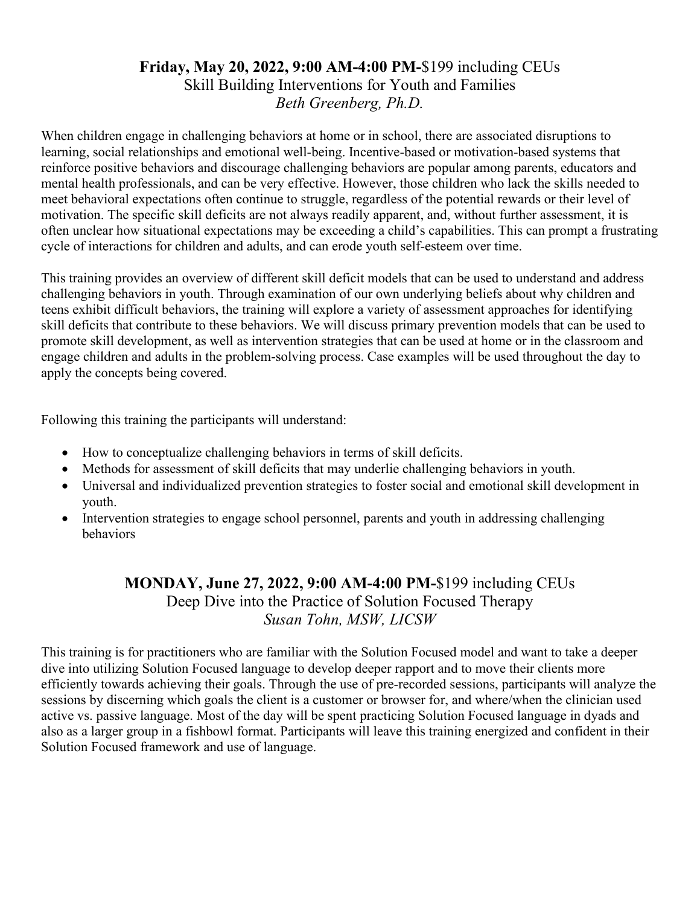## **Friday, May 20, 2022, 9:00 AM-4:00 PM-**$199 including CEUs

### Skill Building Interventions for Youth and Families

*Beth Greenberg, Ph.D.*

When children engage in challenging behaviors at home or in school, there are associated disruptions to learning, social relationships and emotional well-being. Incentive-based or motivation-based systems that reinforce positive behaviors and discourage challenging behaviors are popular among parents, educators and mental health professionals, and can be very effective. However, those children who lack the skills needed to meet behavioral expectations often continue to struggle, regardless of the potential rewards or their level of motivation. The specific skill deficits are not always readily apparent, and, without further assessment, it is often unclear how situational expectations may be exceeding a child's capabilities. This can prompt a frustrating cycle of interactions for children and adults, and can erode youth self-esteem over time.

This training provides an overview of different skill deficit models that can be used to understand and address challenging behaviors in youth. Through examination of our own underlying beliefs about why children and teens exhibit difficult behaviors, the training will explore a variety of assessment approaches for identifying skill deficits that contribute to these behaviors. We will discuss primary prevention models that can be used to promote skill development, as well as intervention strategies that can be used at home or in the classroom and engage children and adults in the problem-solving process. Case examples will be used throughout the day to apply the concepts being covered.

Following this training the participants will understand:

- How to conceptualize challenging behaviors in terms of skill deficits.
- Methods for assessment of skill deficits that may underlie challenging behaviors in youth.
- Universal and individualized prevention strategies to foster social and emotional skill development in youth.
- Intervention strategies to engage school personnel, parents and youth in addressing challenging behaviors

## **MONDAY, June 27, 2022, 9:00 AM-4:00 PM-**$199 including CEUs

### Deep Dive into the Practice of Solution Focused Therapy

*Susan Tohn, MSW, LICSW*

This training is for practitioners who are familiar with the Solution Focused model and want to take a deeper dive into utilizing Solution Focused language to develop deeper rapport and to move their clients more efficiently towards achieving their goals. Through the use of pre-recorded sessions, participants will analyze the sessions by discerning which goals the client is a customer or browser for, and where/when the clinician used active vs. passive language. Most of the day will be spent practicing Solution Focused language in dyads and also as a larger group in a fishbowl format. Participants will leave this training energized and confident in their Solution Focused framework and use of language.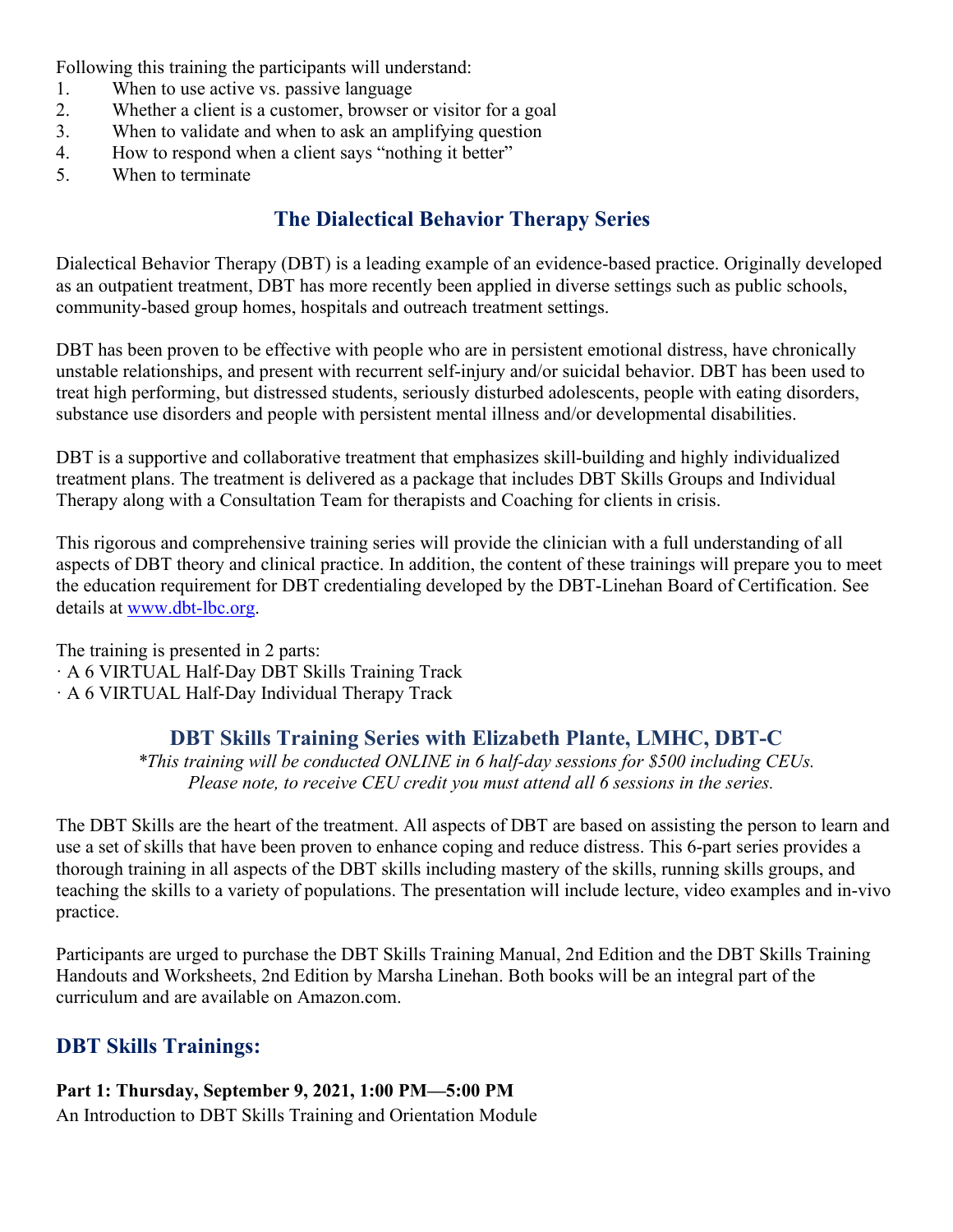Following this training the participants will understand:

1. When to use active vs. passive language
2. Whether a client is a customer, browser or visitor for a goal
3. When to validate and when to ask an amplifying question
4. How to respond when a client says "nothing it better"
5. When to terminate

## The Dialectical Behavior Therapy Series

Dialectical Behavior Therapy (DBT) is a leading example of an evidence-based practice. Originally developed as an outpatient treatment, DBT has more recently been applied in diverse settings such as public schools, community-based group homes, hospitals and outreach treatment settings.

DBT has been proven to be effective with people who are in persistent emotional distress, have chronically unstable relationships, and present with recurrent self-injury and/or suicidal behavior. DBT has been used to treat high performing, but distressed students, seriously disturbed adolescents, people with eating disorders, substance use disorders and people with persistent mental illness and/or developmental disabilities.

DBT is a supportive and collaborative treatment that emphasizes skill-building and highly individualized treatment plans. The treatment is delivered as a package that includes DBT Skills Groups and Individual Therapy along with a Consultation Team for therapists and Coaching for clients in crisis.

This rigorous and comprehensive training series will provide the clinician with a full understanding of all aspects of DBT theory and clinical practice. In addition, the content of these trainings will prepare you to meet the education requirement for DBT credentialing developed by the DBT-Linehan Board of Certification. See details at www.dbt-lbc.org.

The training is presented in 2 parts:
· A 6 VIRTUAL Half-Day DBT Skills Training Track
· A 6 VIRTUAL Half-Day Individual Therapy Track

### DBT Skills Training Series with Elizabeth Plante, LMHC, DBT-C

*\*This training will be conducted ONLINE in 6 half-day sessions for $500 including CEUs. Please note, to receive CEU credit you must attend all 6 sessions in the series.*

The DBT Skills are the heart of the treatment. All aspects of DBT are based on assisting the person to learn and use a set of skills that have been proven to enhance coping and reduce distress. This 6-part series provides a thorough training in all aspects of the DBT skills including mastery of the skills, running skills groups, and teaching the skills to a variety of populations. The presentation will include lecture, video examples and in-vivo practice.

Participants are urged to purchase the DBT Skills Training Manual, 2nd Edition and the DBT Skills Training Handouts and Worksheets, 2nd Edition by Marsha Linehan. Both books will be an integral part of the curriculum and are available on Amazon.com.

## DBT Skills Trainings:

**Part 1: Thursday, September 9, 2021, 1:00 PM—5:00 PM**
An Introduction to DBT Skills Training and Orientation Module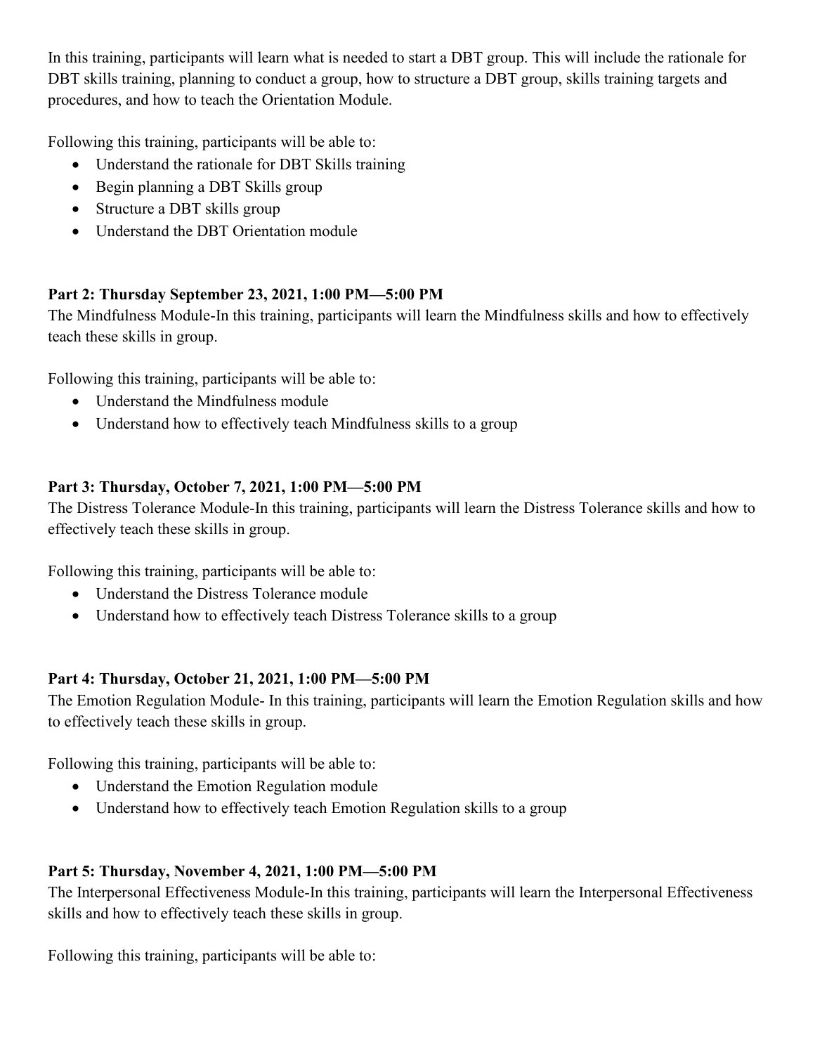In this training, participants will learn what is needed to start a DBT group. This will include the rationale for DBT skills training, planning to conduct a group, how to structure a DBT group, skills training targets and procedures, and how to teach the Orientation Module.

Following this training, participants will be able to:

- Understand the rationale for DBT Skills training
- Begin planning a DBT Skills group
- Structure a DBT skills group
- Understand the DBT Orientation module

**Part 2: Thursday September 23, 2021, 1:00 PM—5:00 PM**

The Mindfulness Module-In this training, participants will learn the Mindfulness skills and how to effectively teach these skills in group.

Following this training, participants will be able to:

- Understand the Mindfulness module
- Understand how to effectively teach Mindfulness skills to a group

**Part 3: Thursday, October 7, 2021, 1:00 PM—5:00 PM**

The Distress Tolerance Module-In this training, participants will learn the Distress Tolerance skills and how to effectively teach these skills in group.

Following this training, participants will be able to:

- Understand the Distress Tolerance module
- Understand how to effectively teach Distress Tolerance skills to a group

**Part 4: Thursday, October 21, 2021, 1:00 PM—5:00 PM**

The Emotion Regulation Module- In this training, participants will learn the Emotion Regulation skills and how to effectively teach these skills in group.

Following this training, participants will be able to:

- Understand the Emotion Regulation module
- Understand how to effectively teach Emotion Regulation skills to a group

**Part 5: Thursday, November 4, 2021, 1:00 PM—5:00 PM**

The Interpersonal Effectiveness Module-In this training, participants will learn the Interpersonal Effectiveness skills and how to effectively teach these skills in group.

Following this training, participants will be able to: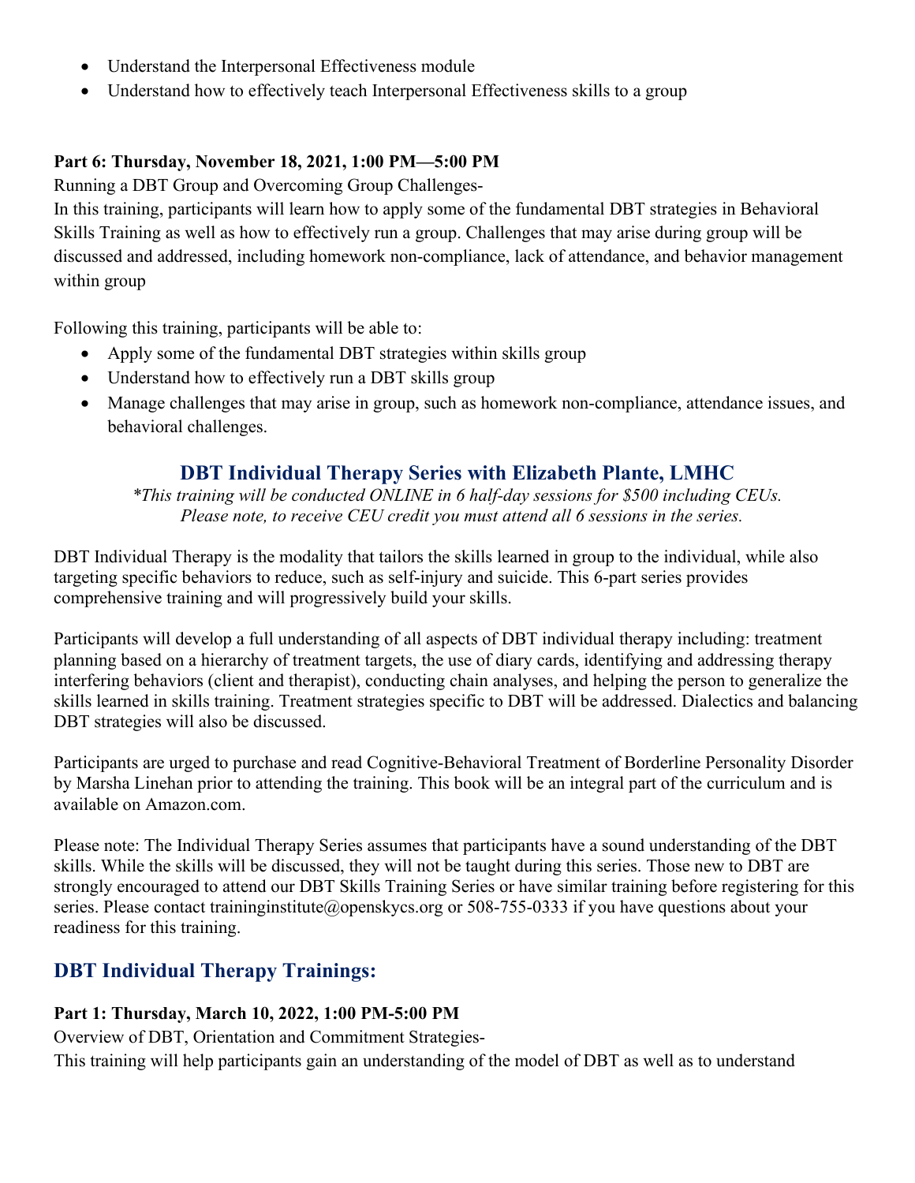- Understand the Interpersonal Effectiveness module
- Understand how to effectively teach Interpersonal Effectiveness skills to a group

**Part 6: Thursday, November 18, 2021, 1:00 PM—5:00 PM**

Running a DBT Group and Overcoming Group Challenges-

In this training, participants will learn how to apply some of the fundamental DBT strategies in Behavioral Skills Training as well as how to effectively run a group. Challenges that may arise during group will be discussed and addressed, including homework non-compliance, lack of attendance, and behavior management within group

Following this training, participants will be able to:

- Apply some of the fundamental DBT strategies within skills group
- Understand how to effectively run a DBT skills group
- Manage challenges that may arise in group, such as homework non-compliance, attendance issues, and behavioral challenges.

## DBT Individual Therapy Series with Elizabeth Plante, LMHC

*\*This training will be conducted ONLINE in 6 half-day sessions for $500 including CEUs. Please note, to receive CEU credit you must attend all 6 sessions in the series.*

DBT Individual Therapy is the modality that tailors the skills learned in group to the individual, while also targeting specific behaviors to reduce, such as self-injury and suicide. This 6-part series provides comprehensive training and will progressively build your skills.

Participants will develop a full understanding of all aspects of DBT individual therapy including: treatment planning based on a hierarchy of treatment targets, the use of diary cards, identifying and addressing therapy interfering behaviors (client and therapist), conducting chain analyses, and helping the person to generalize the skills learned in skills training. Treatment strategies specific to DBT will be addressed. Dialectics and balancing DBT strategies will also be discussed.

Participants are urged to purchase and read Cognitive-Behavioral Treatment of Borderline Personality Disorder by Marsha Linehan prior to attending the training. This book will be an integral part of the curriculum and is available on Amazon.com.

Please note: The Individual Therapy Series assumes that participants have a sound understanding of the DBT skills. While the skills will be discussed, they will not be taught during this series. Those new to DBT are strongly encouraged to attend our DBT Skills Training Series or have similar training before registering for this series. Please contact traininginstitute@openskycs.org or 508-755-0333 if you have questions about your readiness for this training.

## DBT Individual Therapy Trainings:

**Part 1: Thursday, March 10, 2022, 1:00 PM-5:00 PM**

Overview of DBT, Orientation and Commitment Strategies-

This training will help participants gain an understanding of the model of DBT as well as to understand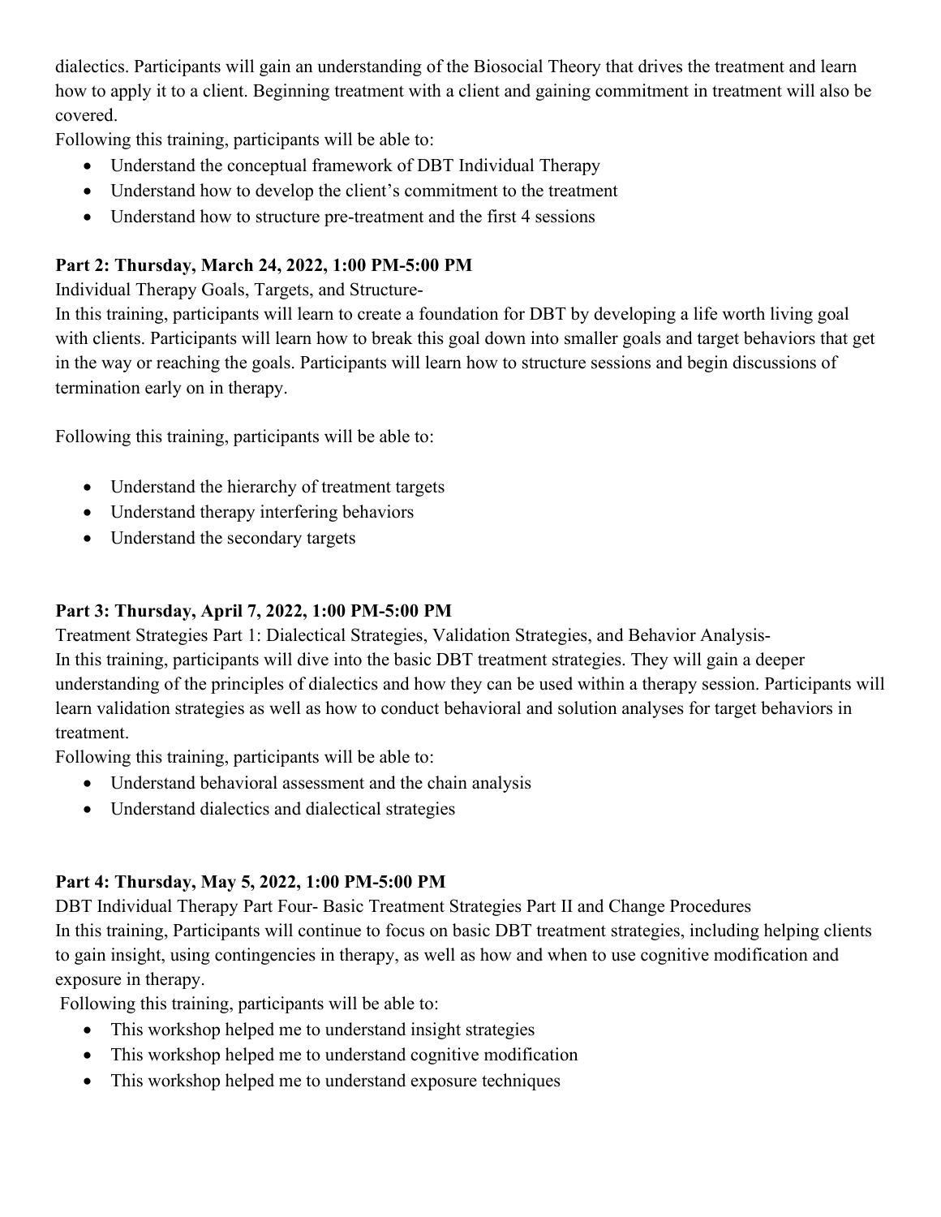dialectics. Participants will gain an understanding of the Biosocial Theory that drives the treatment and learn how to apply it to a client. Beginning treatment with a client and gaining commitment in treatment will also be covered.

Following this training, participants will be able to:

- Understand the conceptual framework of DBT Individual Therapy
- Understand how to develop the client's commitment to the treatment
- Understand how to structure pre-treatment and the first 4 sessions

**Part 2: Thursday, March 24, 2022, 1:00 PM-5:00 PM**

Individual Therapy Goals, Targets, and Structure-

In this training, participants will learn to create a foundation for DBT by developing a life worth living goal with clients. Participants will learn how to break this goal down into smaller goals and target behaviors that get in the way or reaching the goals. Participants will learn how to structure sessions and begin discussions of termination early on in therapy.

Following this training, participants will be able to:

- Understand the hierarchy of treatment targets
- Understand therapy interfering behaviors
- Understand the secondary targets

**Part 3: Thursday, April 7, 2022, 1:00 PM-5:00 PM**

Treatment Strategies Part 1: Dialectical Strategies, Validation Strategies, and Behavior Analysis-

In this training, participants will dive into the basic DBT treatment strategies. They will gain a deeper understanding of the principles of dialectics and how they can be used within a therapy session. Participants will learn validation strategies as well as how to conduct behavioral and solution analyses for target behaviors in treatment.

Following this training, participants will be able to:

- Understand behavioral assessment and the chain analysis
- Understand dialectics and dialectical strategies

**Part 4: Thursday, May 5, 2022, 1:00 PM-5:00 PM**

DBT Individual Therapy Part Four- Basic Treatment Strategies Part II and Change Procedures

In this training, Participants will continue to focus on basic DBT treatment strategies, including helping clients to gain insight, using contingencies in therapy, as well as how and when to use cognitive modification and exposure in therapy.

Following this training, participants will be able to:

- This workshop helped me to understand insight strategies
- This workshop helped me to understand cognitive modification
- This workshop helped me to understand exposure techniques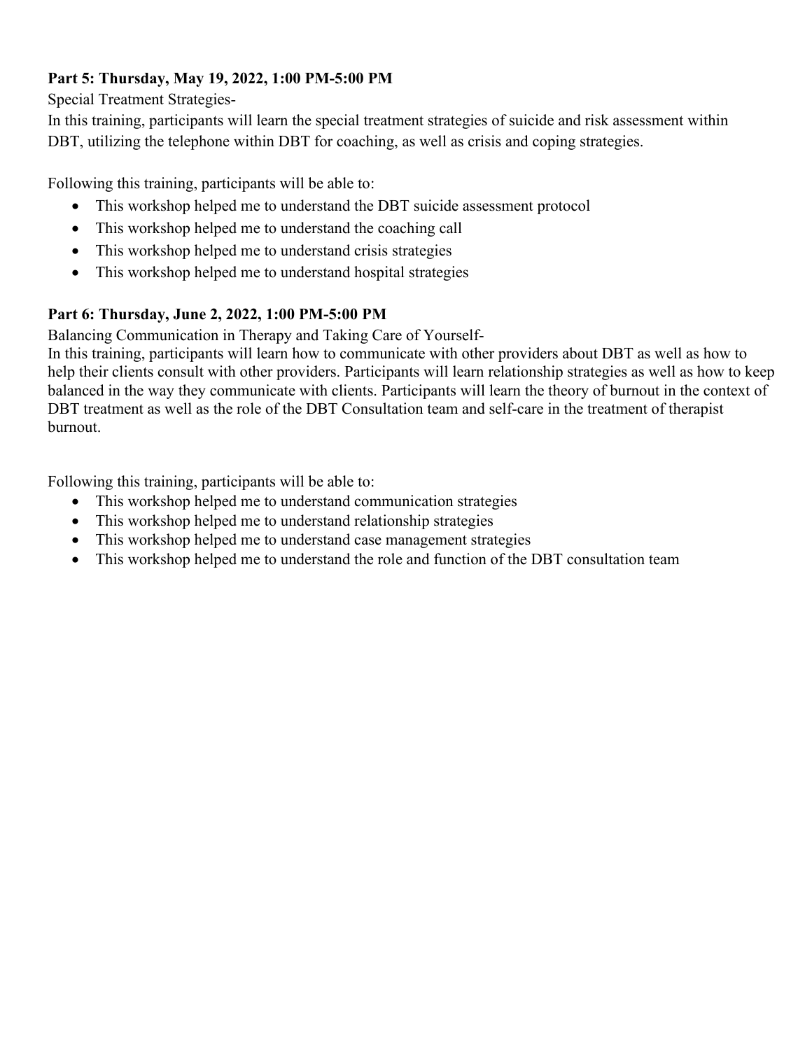**Part 5: Thursday, May 19, 2022, 1:00 PM-5:00 PM**

Special Treatment Strategies-

In this training, participants will learn the special treatment strategies of suicide and risk assessment within DBT, utilizing the telephone within DBT for coaching, as well as crisis and coping strategies.

Following this training, participants will be able to:

- This workshop helped me to understand the DBT suicide assessment protocol
- This workshop helped me to understand the coaching call
- This workshop helped me to understand crisis strategies
- This workshop helped me to understand hospital strategies

**Part 6: Thursday, June 2, 2022, 1:00 PM-5:00 PM**

Balancing Communication in Therapy and Taking Care of Yourself-

In this training, participants will learn how to communicate with other providers about DBT as well as how to help their clients consult with other providers. Participants will learn relationship strategies as well as how to keep balanced in the way they communicate with clients. Participants will learn the theory of burnout in the context of DBT treatment as well as the role of the DBT Consultation team and self-care in the treatment of therapist burnout.

Following this training, participants will be able to:

- This workshop helped me to understand communication strategies
- This workshop helped me to understand relationship strategies
- This workshop helped me to understand case management strategies
- This workshop helped me to understand the role and function of the DBT consultation team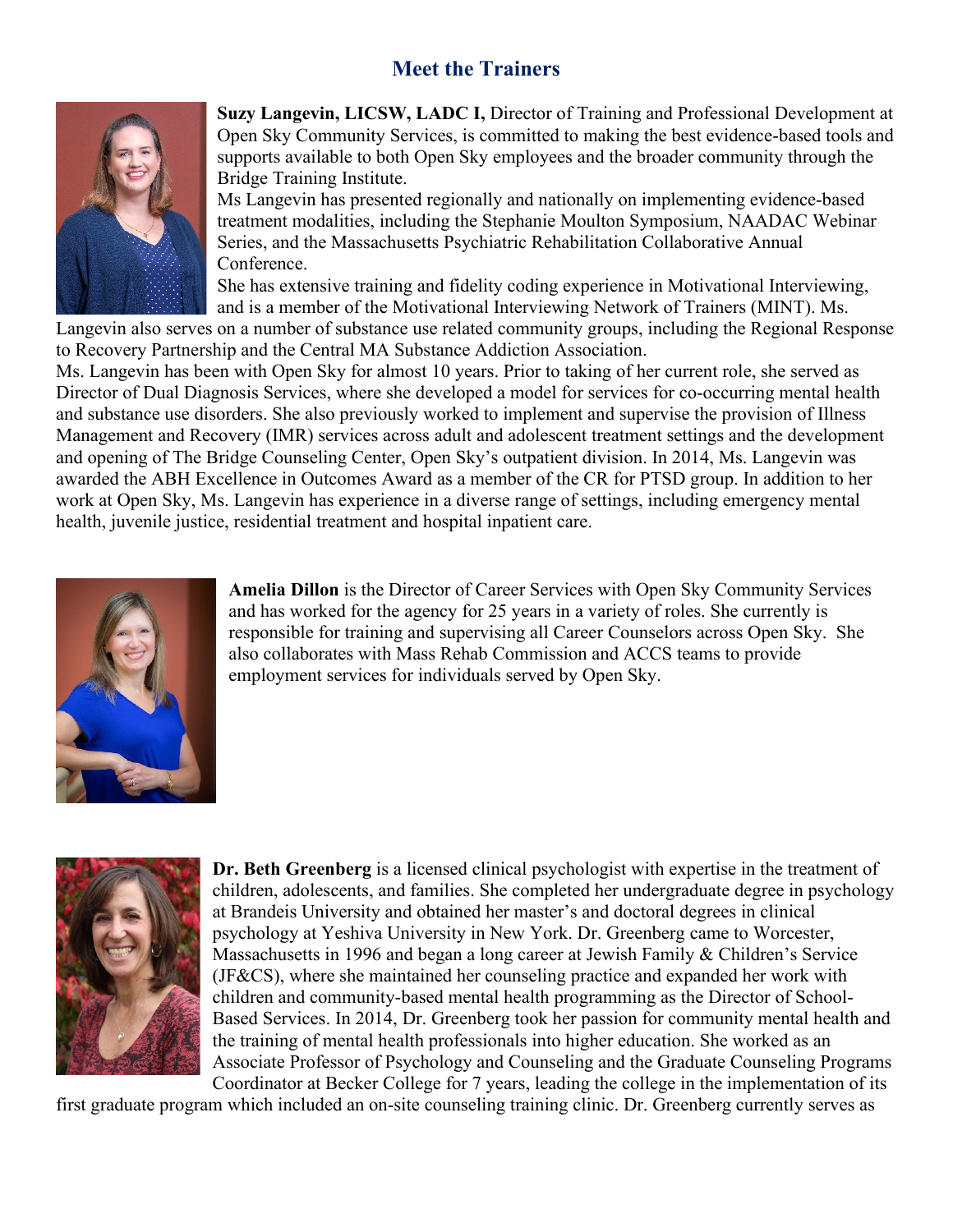## Meet the Trainers

**Suzy Langevin, LICSW, LADC I,** Director of Training and Professional Development at Open Sky Community Services, is committed to making the best evidence-based tools and supports available to both Open Sky employees and the broader community through the Bridge Training Institute.

Ms Langevin has presented regionally and nationally on implementing evidence-based treatment modalities, including the Stephanie Moulton Symposium, NAADAC Webinar Series, and the Massachusetts Psychiatric Rehabilitation Collaborative Annual Conference.

She has extensive training and fidelity coding experience in Motivational Interviewing, and is a member of the Motivational Interviewing Network of Trainers (MINT). Ms. Langevin also serves on a number of substance use related community groups, including the Regional Response to Recovery Partnership and the Central MA Substance Addiction Association.

Ms. Langevin has been with Open Sky for almost 10 years. Prior to taking of her current role, she served as Director of Dual Diagnosis Services, where she developed a model for services for co-occurring mental health and substance use disorders. She also previously worked to implement and supervise the provision of Illness Management and Recovery (IMR) services across adult and adolescent treatment settings and the development and opening of The Bridge Counseling Center, Open Sky's outpatient division. In 2014, Ms. Langevin was awarded the ABH Excellence in Outcomes Award as a member of the CR for PTSD group. In addition to her work at Open Sky, Ms. Langevin has experience in a diverse range of settings, including emergency mental health, juvenile justice, residential treatment and hospital inpatient care.

**Amelia Dillon** is the Director of Career Services with Open Sky Community Services and has worked for the agency for 25 years in a variety of roles. She currently is responsible for training and supervising all Career Counselors across Open Sky. She also collaborates with Mass Rehab Commission and ACCS teams to provide employment services for individuals served by Open Sky.

**Dr. Beth Greenberg** is a licensed clinical psychologist with expertise in the treatment of children, adolescents, and families. She completed her undergraduate degree in psychology at Brandeis University and obtained her master's and doctoral degrees in clinical psychology at Yeshiva University in New York. Dr. Greenberg came to Worcester, Massachusetts in 1996 and began a long career at Jewish Family & Children's Service (JF&CS), where she maintained her counseling practice and expanded her work with children and community-based mental health programming as the Director of School-Based Services. In 2014, Dr. Greenberg took her passion for community mental health and the training of mental health professionals into higher education. She worked as an Associate Professor of Psychology and Counseling and the Graduate Counseling Programs Coordinator at Becker College for 7 years, leading the college in the implementation of its first graduate program which included an on-site counseling training clinic. Dr. Greenberg currently serves as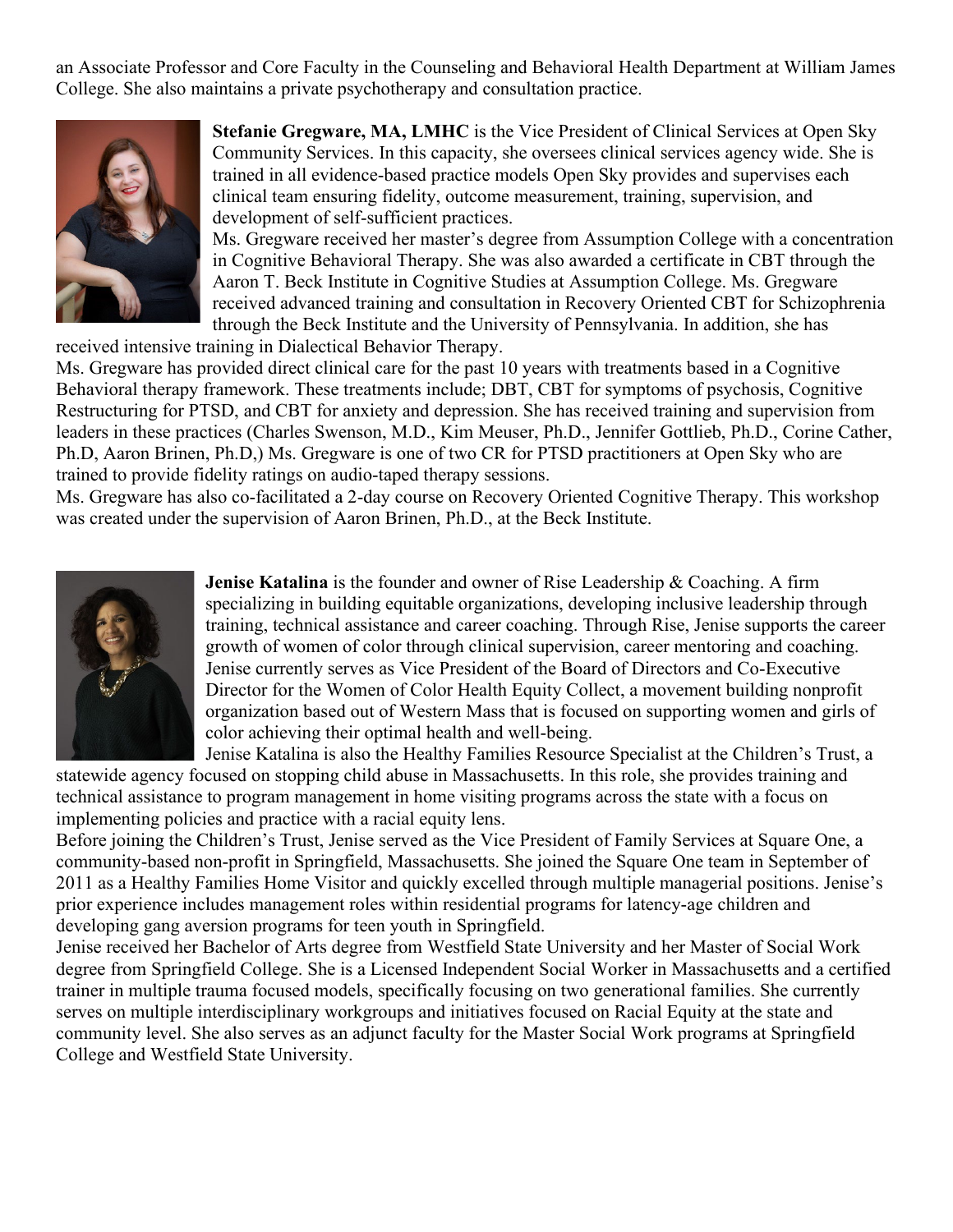an Associate Professor and Core Faculty in the Counseling and Behavioral Health Department at William James College. She also maintains a private psychotherapy and consultation practice.

**Stefanie Gregware, MA, LMHC** is the Vice President of Clinical Services at Open Sky Community Services. In this capacity, she oversees clinical services agency wide. She is trained in all evidence-based practice models Open Sky provides and supervises each clinical team ensuring fidelity, outcome measurement, training, supervision, and development of self-sufficient practices.

Ms. Gregware received her master's degree from Assumption College with a concentration in Cognitive Behavioral Therapy. She was also awarded a certificate in CBT through the Aaron T. Beck Institute in Cognitive Studies at Assumption College. Ms. Gregware received advanced training and consultation in Recovery Oriented CBT for Schizophrenia through the Beck Institute and the University of Pennsylvania. In addition, she has received intensive training in Dialectical Behavior Therapy.

Ms. Gregware has provided direct clinical care for the past 10 years with treatments based in a Cognitive Behavioral therapy framework. These treatments include; DBT, CBT for symptoms of psychosis, Cognitive Restructuring for PTSD, and CBT for anxiety and depression. She has received training and supervision from leaders in these practices (Charles Swenson, M.D., Kim Meuser, Ph.D., Jennifer Gottlieb, Ph.D., Corine Cather, Ph.D, Aaron Brinen, Ph.D,) Ms. Gregware is one of two CR for PTSD practitioners at Open Sky who are trained to provide fidelity ratings on audio-taped therapy sessions.

Ms. Gregware has also co-facilitated a 2-day course on Recovery Oriented Cognitive Therapy. This workshop was created under the supervision of Aaron Brinen, Ph.D., at the Beck Institute.

**Jenise Katalina** is the founder and owner of Rise Leadership & Coaching. A firm specializing in building equitable organizations, developing inclusive leadership through training, technical assistance and career coaching. Through Rise, Jenise supports the career growth of women of color through clinical supervision, career mentoring and coaching. Jenise currently serves as Vice President of the Board of Directors and Co-Executive Director for the Women of Color Health Equity Collect, a movement building nonprofit organization based out of Western Mass that is focused on supporting women and girls of color achieving their optimal health and well-being.

Jenise Katalina is also the Healthy Families Resource Specialist at the Children's Trust, a statewide agency focused on stopping child abuse in Massachusetts. In this role, she provides training and technical assistance to program management in home visiting programs across the state with a focus on implementing policies and practice with a racial equity lens.

Before joining the Children's Trust, Jenise served as the Vice President of Family Services at Square One, a community-based non-profit in Springfield, Massachusetts. She joined the Square One team in September of 2011 as a Healthy Families Home Visitor and quickly excelled through multiple managerial positions. Jenise's prior experience includes management roles within residential programs for latency-age children and developing gang aversion programs for teen youth in Springfield.

Jenise received her Bachelor of Arts degree from Westfield State University and her Master of Social Work degree from Springfield College. She is a Licensed Independent Social Worker in Massachusetts and a certified trainer in multiple trauma focused models, specifically focusing on two generational families. She currently serves on multiple interdisciplinary workgroups and initiatives focused on Racial Equity at the state and community level. She also serves as an adjunct faculty for the Master Social Work programs at Springfield College and Westfield State University.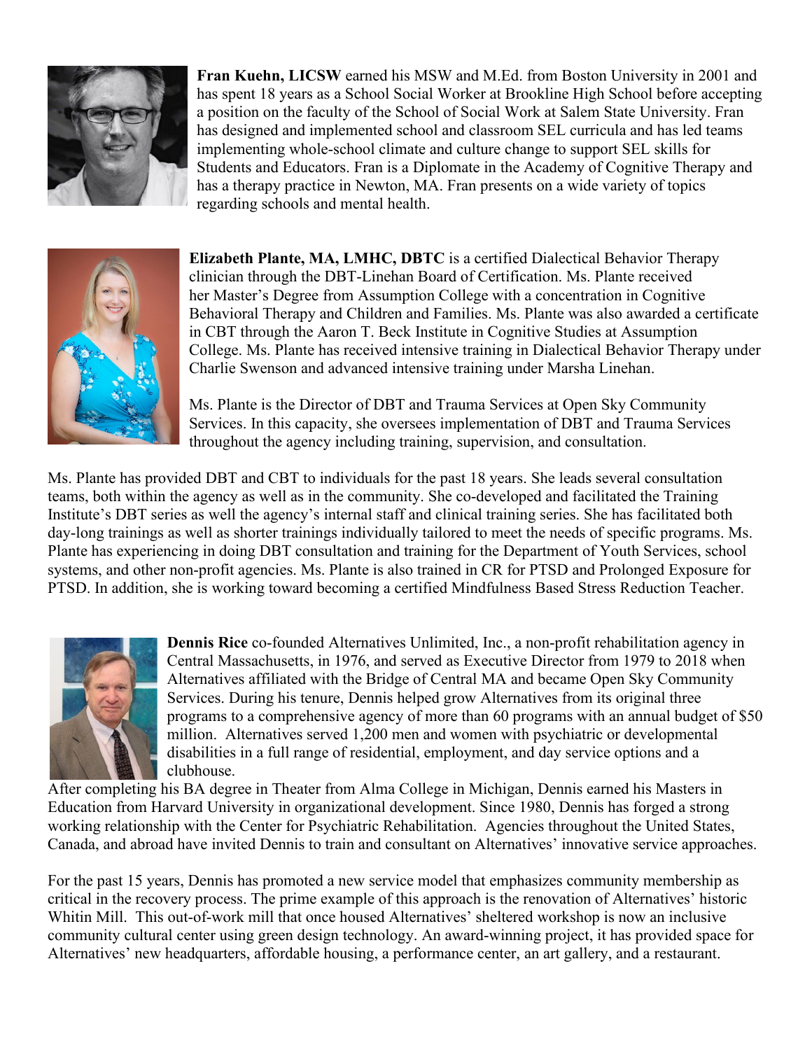**Fran Kuehn, LICSW** earned his MSW and M.Ed. from Boston University in 2001 and has spent 18 years as a School Social Worker at Brookline High School before accepting a position on the faculty of the School of Social Work at Salem State University. Fran has designed and implemented school and classroom SEL curricula and has led teams implementing whole-school climate and culture change to support SEL skills for Students and Educators. Fran is a Diplomate in the Academy of Cognitive Therapy and has a therapy practice in Newton, MA. Fran presents on a wide variety of topics regarding schools and mental health.

**Elizabeth Plante, MA, LMHC, DBTC** is a certified Dialectical Behavior Therapy clinician through the DBT-Linehan Board of Certification. Ms. Plante received her Master's Degree from Assumption College with a concentration in Cognitive Behavioral Therapy and Children and Families. Ms. Plante was also awarded a certificate in CBT through the Aaron T. Beck Institute in Cognitive Studies at Assumption College. Ms. Plante has received intensive training in Dialectical Behavior Therapy under Charlie Swenson and advanced intensive training under Marsha Linehan.

Ms. Plante is the Director of DBT and Trauma Services at Open Sky Community Services. In this capacity, she oversees implementation of DBT and Trauma Services throughout the agency including training, supervision, and consultation.

Ms. Plante has provided DBT and CBT to individuals for the past 18 years. She leads several consultation teams, both within the agency as well as in the community. She co-developed and facilitated the Training Institute's DBT series as well the agency's internal staff and clinical training series. She has facilitated both day-long trainings as well as shorter trainings individually tailored to meet the needs of specific programs. Ms. Plante has experiencing in doing DBT consultation and training for the Department of Youth Services, school systems, and other non-profit agencies. Ms. Plante is also trained in CR for PTSD and Prolonged Exposure for PTSD. In addition, she is working toward becoming a certified Mindfulness Based Stress Reduction Teacher.

**Dennis Rice** co-founded Alternatives Unlimited, Inc., a non-profit rehabilitation agency in Central Massachusetts, in 1976, and served as Executive Director from 1979 to 2018 when Alternatives affiliated with the Bridge of Central MA and became Open Sky Community Services. During his tenure, Dennis helped grow Alternatives from its original three programs to a comprehensive agency of more than 60 programs with an annual budget of $50 million. Alternatives served 1,200 men and women with psychiatric or developmental disabilities in a full range of residential, employment, and day service options and a clubhouse.

After completing his BA degree in Theater from Alma College in Michigan, Dennis earned his Masters in Education from Harvard University in organizational development. Since 1980, Dennis has forged a strong working relationship with the Center for Psychiatric Rehabilitation. Agencies throughout the United States, Canada, and abroad have invited Dennis to train and consultant on Alternatives' innovative service approaches.

For the past 15 years, Dennis has promoted a new service model that emphasizes community membership as critical in the recovery process. The prime example of this approach is the renovation of Alternatives' historic Whitin Mill. This out-of-work mill that once housed Alternatives' sheltered workshop is now an inclusive community cultural center using green design technology. An award-winning project, it has provided space for Alternatives' new headquarters, affordable housing, a performance center, an art gallery, and a restaurant.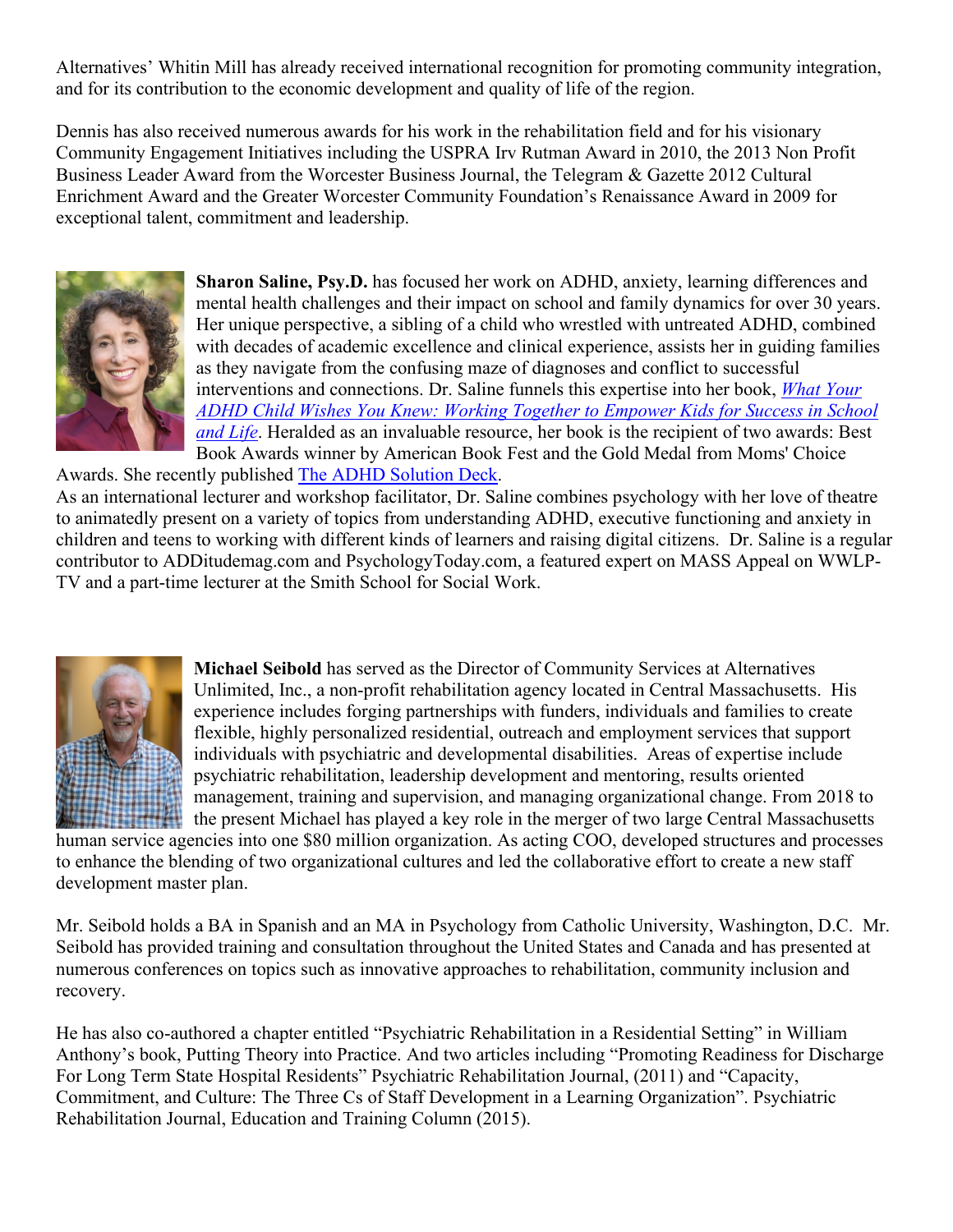Alternatives' Whitin Mill has already received international recognition for promoting community integration, and for its contribution to the economic development and quality of life of the region.

Dennis has also received numerous awards for his work in the rehabilitation field and for his visionary Community Engagement Initiatives including the USPRA Irv Rutman Award in 2010, the 2013 Non Profit Business Leader Award from the Worcester Business Journal, the Telegram & Gazette 2012 Cultural Enrichment Award and the Greater Worcester Community Foundation's Renaissance Award in 2009 for exceptional talent, commitment and leadership.

**Sharon Saline, Psy.D.** has focused her work on ADHD, anxiety, learning differences and mental health challenges and their impact on school and family dynamics for over 30 years. Her unique perspective, a sibling of a child who wrestled with untreated ADHD, combined with decades of academic excellence and clinical experience, assists her in guiding families as they navigate from the confusing maze of diagnoses and conflict to successful interventions and connections. Dr. Saline funnels this expertise into her book, *What Your ADHD Child Wishes You Knew: Working Together to Empower Kids for Success in School and Life*. Heralded as an invaluable resource, her book is the recipient of two awards: Best Book Awards winner by American Book Fest and the Gold Medal from Moms' Choice Awards. She recently published The ADHD Solution Deck.

As an international lecturer and workshop facilitator, Dr. Saline combines psychology with her love of theatre to animatedly present on a variety of topics from understanding ADHD, executive functioning and anxiety in children and teens to working with different kinds of learners and raising digital citizens. Dr. Saline is a regular contributor to ADDitudemag.com and PsychologyToday.com, a featured expert on MASS Appeal on WWLP-TV and a part-time lecturer at the Smith School for Social Work.

**Michael Seibold** has served as the Director of Community Services at Alternatives Unlimited, Inc., a non-profit rehabilitation agency located in Central Massachusetts. His experience includes forging partnerships with funders, individuals and families to create flexible, highly personalized residential, outreach and employment services that support individuals with psychiatric and developmental disabilities. Areas of expertise include psychiatric rehabilitation, leadership development and mentoring, results oriented management, training and supervision, and managing organizational change. From 2018 to the present Michael has played a key role in the merger of two large Central Massachusetts human service agencies into one $80 million organization. As acting COO, developed structures and processes to enhance the blending of two organizational cultures and led the collaborative effort to create a new staff development master plan.

Mr. Seibold holds a BA in Spanish and an MA in Psychology from Catholic University, Washington, D.C. Mr. Seibold has provided training and consultation throughout the United States and Canada and has presented at numerous conferences on topics such as innovative approaches to rehabilitation, community inclusion and recovery.

He has also co-authored a chapter entitled "Psychiatric Rehabilitation in a Residential Setting" in William Anthony's book, Putting Theory into Practice. And two articles including "Promoting Readiness for Discharge For Long Term State Hospital Residents" Psychiatric Rehabilitation Journal, (2011) and "Capacity, Commitment, and Culture: The Three Cs of Staff Development in a Learning Organization". Psychiatric Rehabilitation Journal, Education and Training Column (2015).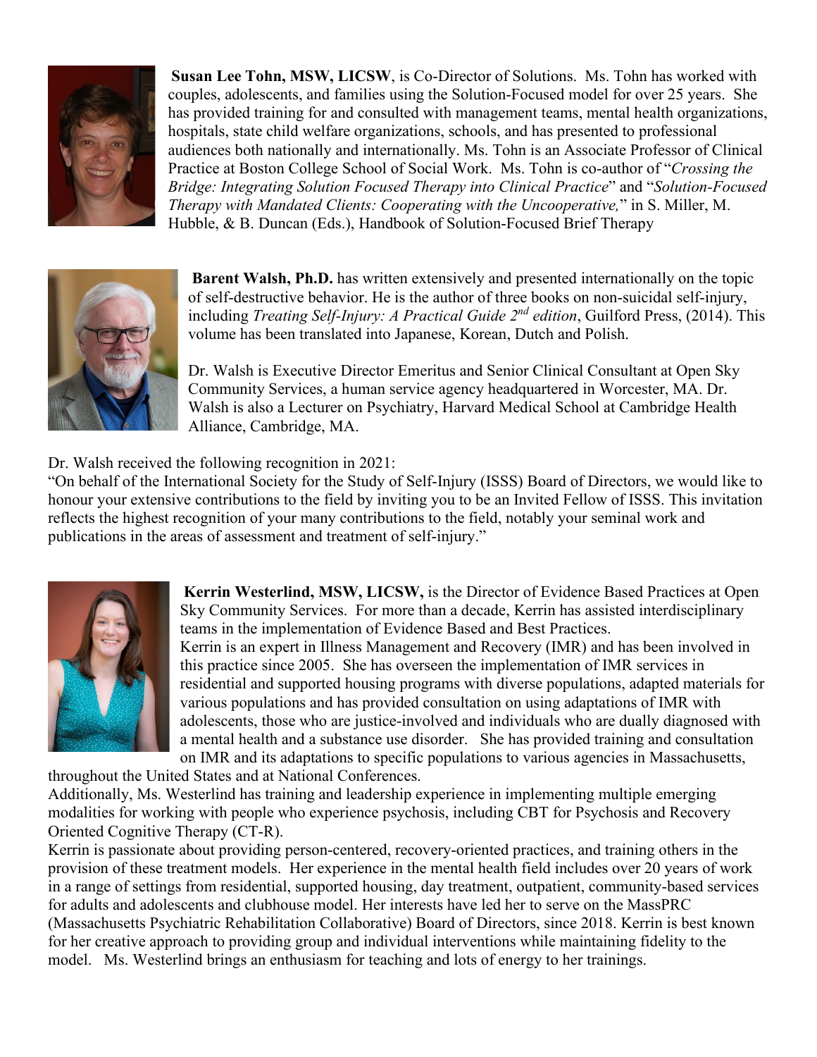**Susan Lee Tohn, MSW, LICSW**, is Co-Director of Solutions. Ms. Tohn has worked with couples, adolescents, and families using the Solution-Focused model for over 25 years. She has provided training for and consulted with management teams, mental health organizations, hospitals, state child welfare organizations, schools, and has presented to professional audiences both nationally and internationally. Ms. Tohn is an Associate Professor of Clinical Practice at Boston College School of Social Work. Ms. Tohn is co-author of "*Crossing the Bridge: Integrating Solution Focused Therapy into Clinical Practice*" and "*Solution-Focused Therapy with Mandated Clients: Cooperating with the Uncooperative,*" in S. Miller, M. Hubble, & B. Duncan (Eds.), Handbook of Solution-Focused Brief Therapy

**Barent Walsh, Ph.D.** has written extensively and presented internationally on the topic of self-destructive behavior. He is the author of three books on non-suicidal self-injury, including *Treating Self-Injury: A Practical Guide 2nd edition*, Guilford Press, (2014). This volume has been translated into Japanese, Korean, Dutch and Polish.

Dr. Walsh is Executive Director Emeritus and Senior Clinical Consultant at Open Sky Community Services, a human service agency headquartered in Worcester, MA. Dr. Walsh is also a Lecturer on Psychiatry, Harvard Medical School at Cambridge Health Alliance, Cambridge, MA.

Dr. Walsh received the following recognition in 2021:
"On behalf of the International Society for the Study of Self-Injury (ISSS) Board of Directors, we would like to honour your extensive contributions to the field by inviting you to be an Invited Fellow of ISSS. This invitation reflects the highest recognition of your many contributions to the field, notably your seminal work and publications in the areas of assessment and treatment of self-injury."

**Kerrin Westerlind, MSW, LICSW,** is the Director of Evidence Based Practices at Open Sky Community Services. For more than a decade, Kerrin has assisted interdisciplinary teams in the implementation of Evidence Based and Best Practices.
Kerrin is an expert in Illness Management and Recovery (IMR) and has been involved in this practice since 2005. She has overseen the implementation of IMR services in residential and supported housing programs with diverse populations, adapted materials for various populations and has provided consultation on using adaptations of IMR with adolescents, those who are justice-involved and individuals who are dually diagnosed with a mental health and a substance use disorder. She has provided training and consultation on IMR and its adaptations to specific populations to various agencies in Massachusetts, throughout the United States and at National Conferences.
Additionally, Ms. Westerlind has training and leadership experience in implementing multiple emerging modalities for working with people who experience psychosis, including CBT for Psychosis and Recovery Oriented Cognitive Therapy (CT-R).
Kerrin is passionate about providing person-centered, recovery-oriented practices, and training others in the provision of these treatment models. Her experience in the mental health field includes over 20 years of work in a range of settings from residential, supported housing, day treatment, outpatient, community-based services for adults and adolescents and clubhouse model. Her interests have led her to serve on the MassPRC (Massachusetts Psychiatric Rehabilitation Collaborative) Board of Directors, since 2018. Kerrin is best known for her creative approach to providing group and individual interventions while maintaining fidelity to the model. Ms. Westerlind brings an enthusiasm for teaching and lots of energy to her trainings.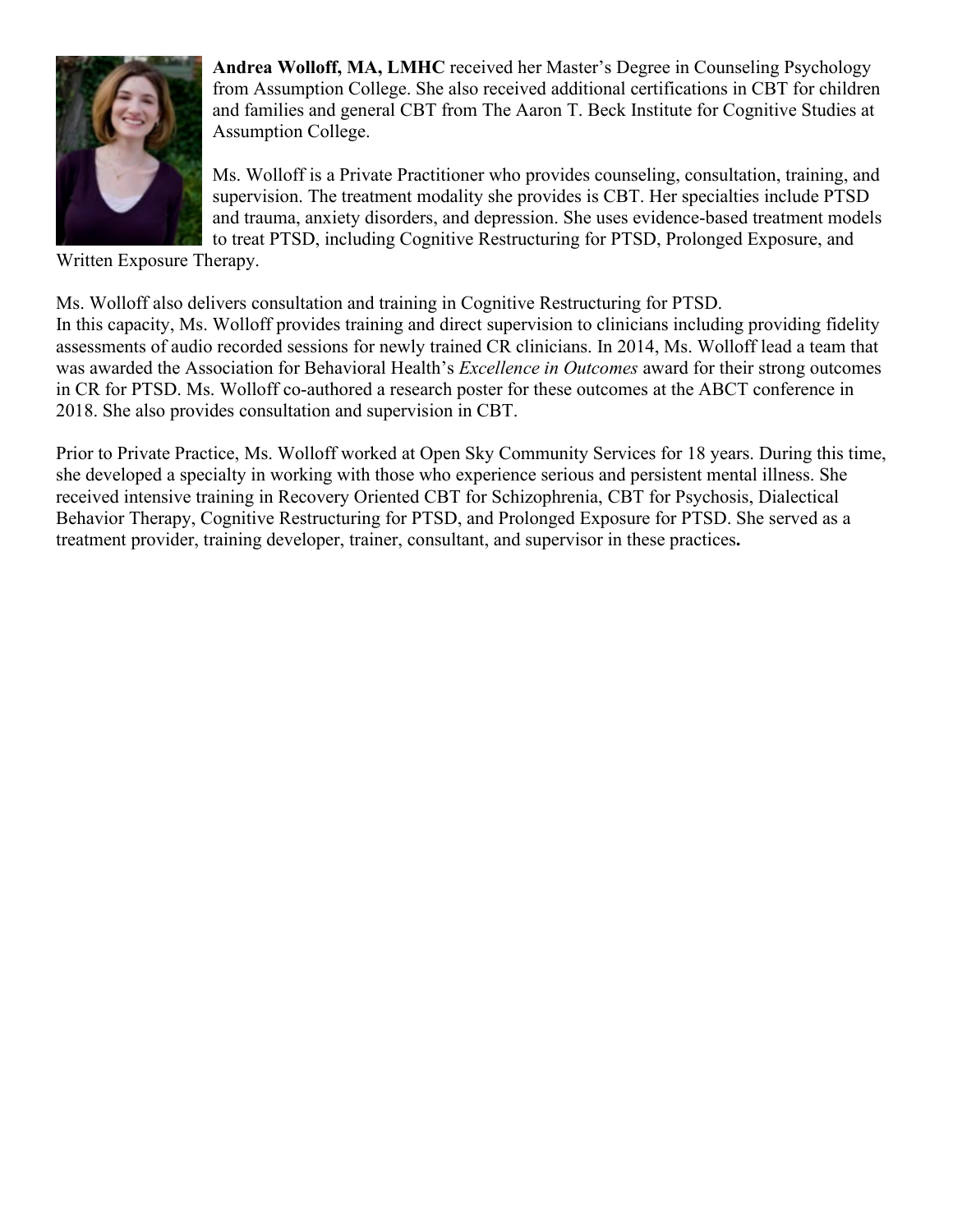**Andrea Wolloff, MA, LMHC** received her Master's Degree in Counseling Psychology from Assumption College. She also received additional certifications in CBT for children and families and general CBT from The Aaron T. Beck Institute for Cognitive Studies at Assumption College.

Ms. Wolloff is a Private Practitioner who provides counseling, consultation, training, and supervision. The treatment modality she provides is CBT. Her specialties include PTSD and trauma, anxiety disorders, and depression. She uses evidence-based treatment models to treat PTSD, including Cognitive Restructuring for PTSD, Prolonged Exposure, and Written Exposure Therapy.

Ms. Wolloff also delivers consultation and training in Cognitive Restructuring for PTSD.
In this capacity, Ms. Wolloff provides training and direct supervision to clinicians including providing fidelity assessments of audio recorded sessions for newly trained CR clinicians. In 2014, Ms. Wolloff lead a team that was awarded the Association for Behavioral Health's *Excellence in Outcomes* award for their strong outcomes in CR for PTSD. Ms. Wolloff co-authored a research poster for these outcomes at the ABCT conference in 2018. She also provides consultation and supervision in CBT.

Prior to Private Practice, Ms. Wolloff worked at Open Sky Community Services for 18 years. During this time, she developed a specialty in working with those who experience serious and persistent mental illness. She received intensive training in Recovery Oriented CBT for Schizophrenia, CBT for Psychosis, Dialectical Behavior Therapy, Cognitive Restructuring for PTSD, and Prolonged Exposure for PTSD. She served as a treatment provider, training developer, trainer, consultant, and supervisor in these practices**.**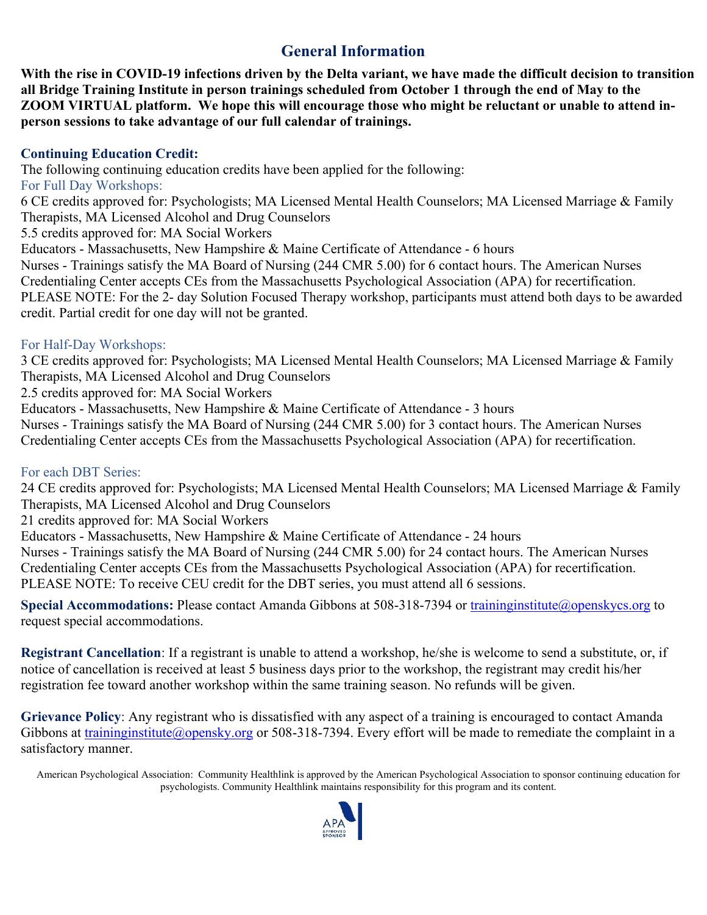# General Information

**With the rise in COVID-19 infections driven by the Delta variant, we have made the difficult decision to transition all Bridge Training Institute in person trainings scheduled from October 1 through the end of May to the ZOOM VIRTUAL platform. We hope this will encourage those who might be reluctant or unable to attend in-person sessions to take advantage of our full calendar of trainings.**

### Continuing Education Credit:

The following continuing education credits have been applied for the following:

For Full Day Workshops:

6 CE credits approved for: Psychologists; MA Licensed Mental Health Counselors; MA Licensed Marriage & Family Therapists, MA Licensed Alcohol and Drug Counselors
5.5 credits approved for: MA Social Workers
Educators - Massachusetts, New Hampshire & Maine Certificate of Attendance - 6 hours
Nurses - Trainings satisfy the MA Board of Nursing (244 CMR 5.00) for 6 contact hours. The American Nurses Credentialing Center accepts CEs from the Massachusetts Psychological Association (APA) for recertification.
PLEASE NOTE: For the 2- day Solution Focused Therapy workshop, participants must attend both days to be awarded credit. Partial credit for one day will not be granted.

For Half-Day Workshops:

3 CE credits approved for: Psychologists; MA Licensed Mental Health Counselors; MA Licensed Marriage & Family Therapists, MA Licensed Alcohol and Drug Counselors
2.5 credits approved for: MA Social Workers
Educators - Massachusetts, New Hampshire & Maine Certificate of Attendance - 3 hours
Nurses - Trainings satisfy the MA Board of Nursing (244 CMR 5.00) for 3 contact hours. The American Nurses Credentialing Center accepts CEs from the Massachusetts Psychological Association (APA) for recertification.

For each DBT Series:

24 CE credits approved for: Psychologists; MA Licensed Mental Health Counselors; MA Licensed Marriage & Family Therapists, MA Licensed Alcohol and Drug Counselors
21 credits approved for: MA Social Workers
Educators - Massachusetts, New Hampshire & Maine Certificate of Attendance - 24 hours
Nurses - Trainings satisfy the MA Board of Nursing (244 CMR 5.00) for 24 contact hours. The American Nurses Credentialing Center accepts CEU from the Massachusetts Psychological Association (APA) for recertification.
PLEASE NOTE: To receive CEU credit for the DBT series, you must attend all 6 sessions.

**Special Accommodations:** Please contact Amanda Gibbons at 508-318-7394 or traininginstitute@openskycs.org to request special accommodations.

**Registrant Cancellation**: If a registrant is unable to attend a workshop, he/she is welcome to send a substitute, or, if notice of cancellation is received at least 5 business days prior to the workshop, the registrant may credit his/her registration fee toward another workshop within the same training season. No refunds will be given.

**Grievance Policy**: Any registrant who is dissatisfied with any aspect of a training is encouraged to contact Amanda Gibbons at traininginstitute@opensky.org or 508-318-7394. Every effort will be made to remediate the complaint in a satisfactory manner.

American Psychological Association: Community Healthlink is approved by the American Psychological Association to sponsor continuing education for psychologists. Community Healthlink maintains responsibility for this program and its content.

APA APPROVED SPONSOR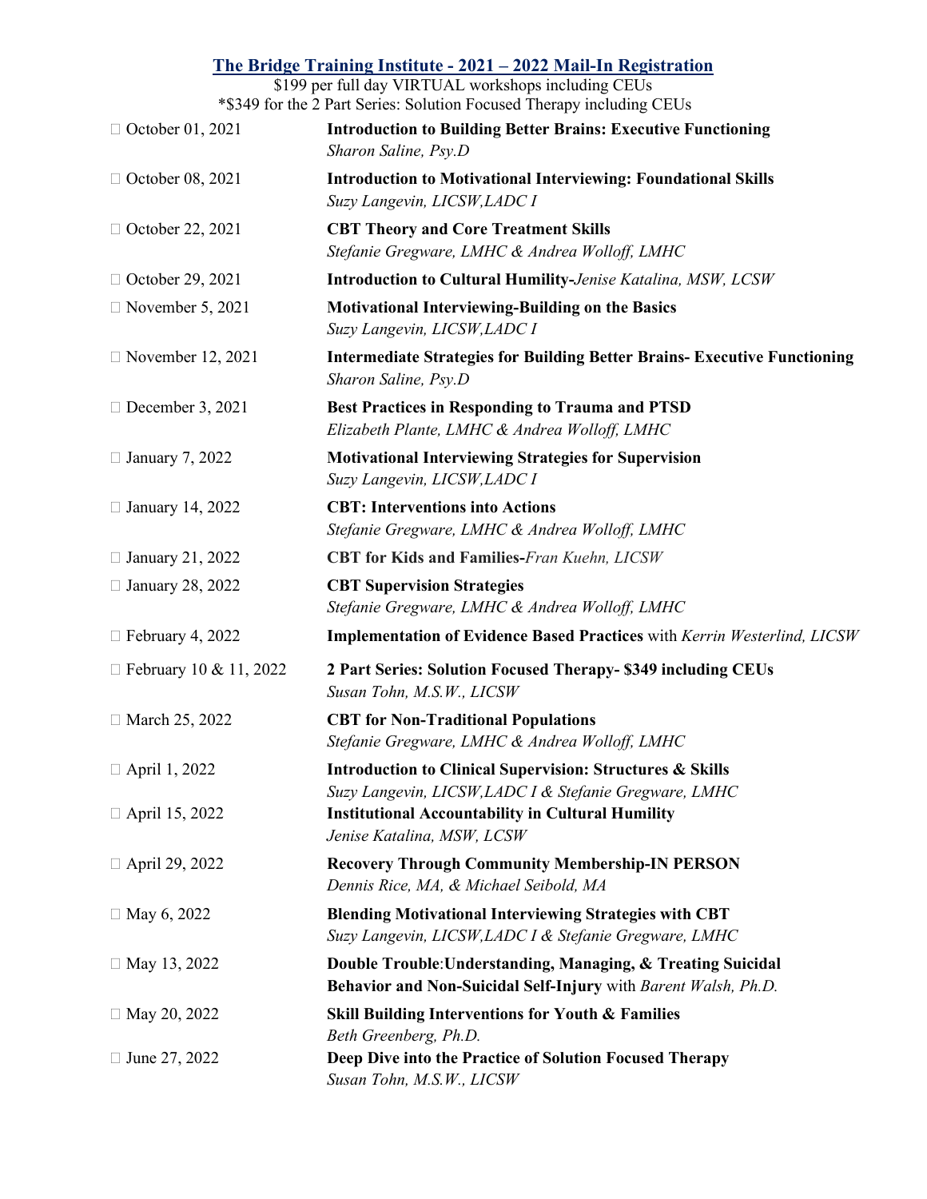## The Bridge Training Institute - 2021 – 2022 Mail-In Registration

$199 per full day VIRTUAL workshops including CEUs
*$349 for the 2 Part Series: Solution Focused Therapy including CEUs

- ☐ October 01, 2021 — **Introduction to Building Better Brains: Executive Functioning**
  *Sharon Saline, Psy.D*
- ☐ October 08, 2021 — **Introduction to Motivational Interviewing: Foundational Skills**
  *Suzy Langevin, LICSW,LADC I*
- ☐ October 22, 2021 — **CBT Theory and Core Treatment Skills**
  *Stefanie Gregware, LMHC & Andrea Wolloff, LMHC*
- ☐ October 29, 2021 — **Introduction to Cultural Humility-***Jenise Katalina, MSW, LCSW*
- ☐ November 5, 2021 — **Motivational Interviewing-Building on the Basics**
  *Suzy Langevin, LICSW,LADC I*
- ☐ November 12, 2021 — **Intermediate Strategies for Building Better Brains- Executive Functioning**
  *Sharon Saline, Psy.D*
- ☐ December 3, 2021 — **Best Practices in Responding to Trauma and PTSD**
  *Elizabeth Plante, LMHC & Andrea Wolloff, LMHC*
- ☐ January 7, 2022 — **Motivational Interviewing Strategies for Supervision**
  *Suzy Langevin, LICSW,LADC I*
- ☐ January 14, 2022 — **CBT: Interventions into Actions**
  *Stefanie Gregware, LMHC & Andrea Wolloff, LMHC*
- ☐ January 21, 2022 — **CBT for Kids and Families-***Fran Kuehn, LICSW*
- ☐ January 28, 2022 — **CBT Supervision Strategies**
  *Stefanie Gregware, LMHC & Andrea Wolloff, LMHC*
- ☐ February 4, 2022 — **Implementation of Evidence Based Practices** with *Kerrin Westerlind, LICSW*
- ☐ February 10 & 11, 2022 — **2 Part Series: Solution Focused Therapy- $349 including CEUs**
  *Susan Tohn, M.S.W., LICSW*
- ☐ March 25, 2022 — **CBT for Non-Traditional Populations**
  *Stefanie Gregware, LMHC & Andrea Wolloff, LMHC*
- ☐ April 1, 2022 — **Introduction to Clinical Supervision: Structures & Skills**
  *Suzy Langevin, LICSW,LADC I & Stefanie Gregware, LMHC*
- ☐ April 15, 2022 — **Institutional Accountability in Cultural Humility**
  *Jenise Katalina, MSW, LCSW*
- ☐ April 29, 2022 — **Recovery Through Community Membership-IN PERSON**
  *Dennis Rice, MA, & Michael Seibold, MA*
- ☐ May 6, 2022 — **Blending Motivational Interviewing Strategies with CBT**
  *Suzy Langevin, LICSW,LADC I & Stefanie Gregware, LMHC*
- ☐ May 13, 2022 — **Double Trouble**:**Understanding, Managing, & Treating Suicidal Behavior and Non-Suicidal Self-Injury** with *Barent Walsh, Ph.D.*
- ☐ May 20, 2022 — **Skill Building Interventions for Youth & Families**
  *Beth Greenberg, Ph.D.*
- ☐ June 27, 2022 — **Deep Dive into the Practice of Solution Focused Therapy**
  *Susan Tohn, M.S.W., LICSW*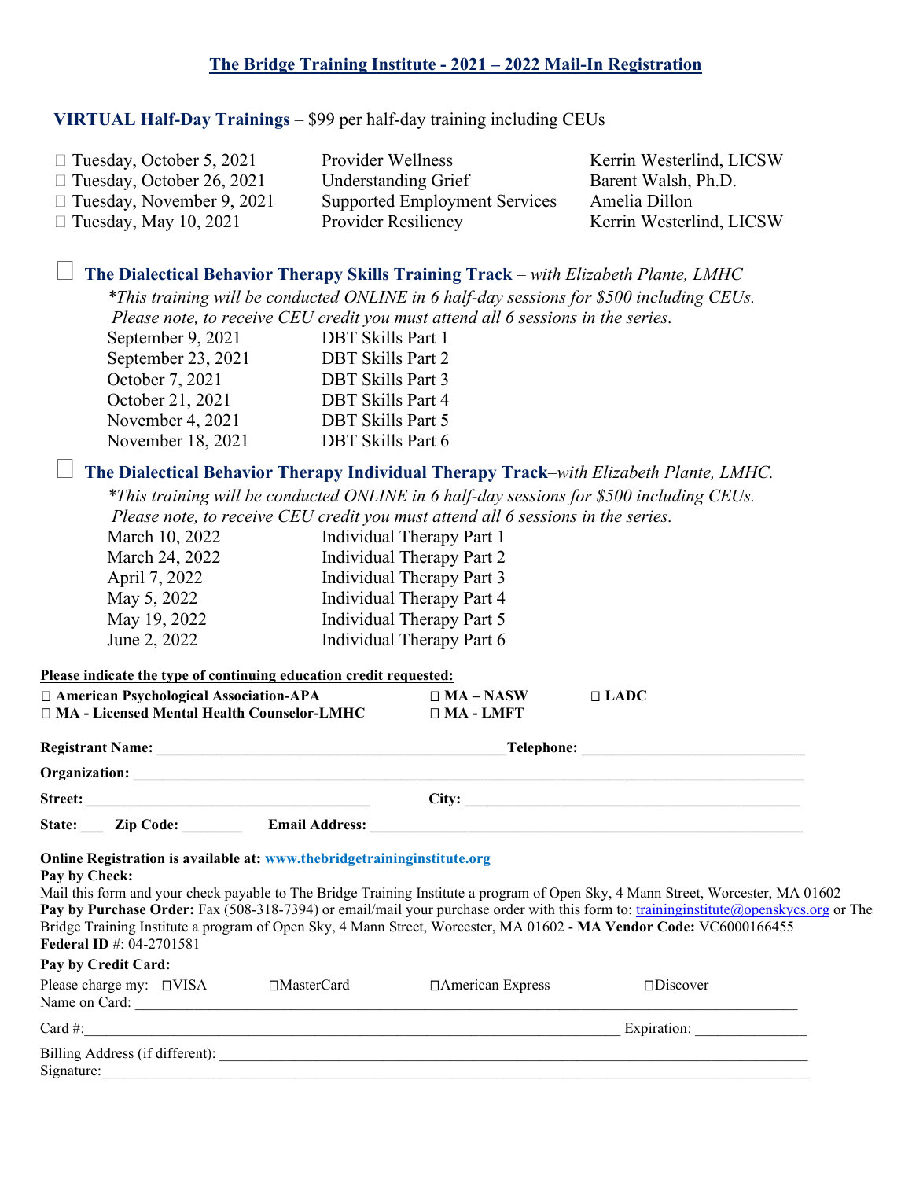## The Bridge Training Institute - 2021 – 2022 Mail-In Registration

**VIRTUAL Half-Day Trainings** – $99 per half-day training including CEUs

| | | |
|---|---|---|
| ☐ Tuesday, October 5, 2021 | Provider Wellness | Kerrin Westerlind, LICSW |
| ☐ Tuesday, October 26, 2021 | Understanding Grief | Barent Walsh, Ph.D. |
| ☐ Tuesday, November 9, 2021 | Supported Employment Services | Amelia Dillon |
| ☐ Tuesday, May 10, 2021 | Provider Resiliency | Kerrin Westerlind, LICSW |

☐ **The Dialectical Behavior Therapy Skills Training Track** – *with Elizabeth Plante, LMHC*

*\*This training will be conducted ONLINE in 6 half-day sessions for $500 including CEUs. Please note, to receive CEU credit you must attend all 6 sessions in the series.*

| | |
|---|---|
| September 9, 2021 | DBT Skills Part 1 |
| September 23, 2021 | DBT Skills Part 2 |
| October 7, 2021 | DBT Skills Part 3 |
| October 21, 2021 | DBT Skills Part 4 |
| November 4, 2021 | DBT Skills Part 5 |
| November 18, 2021 | DBT Skills Part 6 |

☐ **The Dialectical Behavior Therapy Individual Therapy Track**–*with Elizabeth Plante, LMHC.*

*\*This training will be conducted ONLINE in 6 half-day sessions for $500 including CEUs. Please note, to receive CEU credit you must attend all 6 sessions in the series.*

| | |
|---|---|
| March 10, 2022 | Individual Therapy Part 1 |
| March 24, 2022 | Individual Therapy Part 2 |
| April 7, 2022 | Individual Therapy Part 3 |
| May 5, 2022 | Individual Therapy Part 4 |
| May 19, 2022 | Individual Therapy Part 5 |
| June 2, 2022 | Individual Therapy Part 6 |

**Please indicate the type of continuing education credit requested:**

**☐ American Psychological Association-APA** **☐ MA – NASW** **☐ LADC**
**☐ MA - Licensed Mental Health Counselor-LMHC** **☐ MA - LMFT**

**Registrant Name:** ______________________________ **Telephone:** ____________________

**Organization:** ____________________________________________________________

**Street:** ______________________________ **City:** ______________________________

**State:** ___ **Zip Code:** ________ **Email Address:** ______________________________

**Online Registration is available at:** www.thebridgetraininginstitute.org

**Pay by Check:**
Mail this form and your check payable to The Bridge Training Institute a program of Open Sky, 4 Mann Street, Worcester, MA 01602
**Pay by Purchase Order:** Fax (508-318-7394) or email/mail your purchase order with this form to: traininginstitute@openskycs.org or The Bridge Training Institute a program of Open Sky, 4 Mann Street, Worcester, MA 01602 - **MA Vendor Code:** VC6000166455
**Federal ID** #: 04-2701581

**Pay by Credit Card:**
Please charge my: ☐VISA ☐MasterCard ☐American Express ☐Discover
Name on Card: ______________________________________________

Card #:______________________________________________ Expiration: ______________

Billing Address (if different): ______________________________________________
Signature:______________________________________________